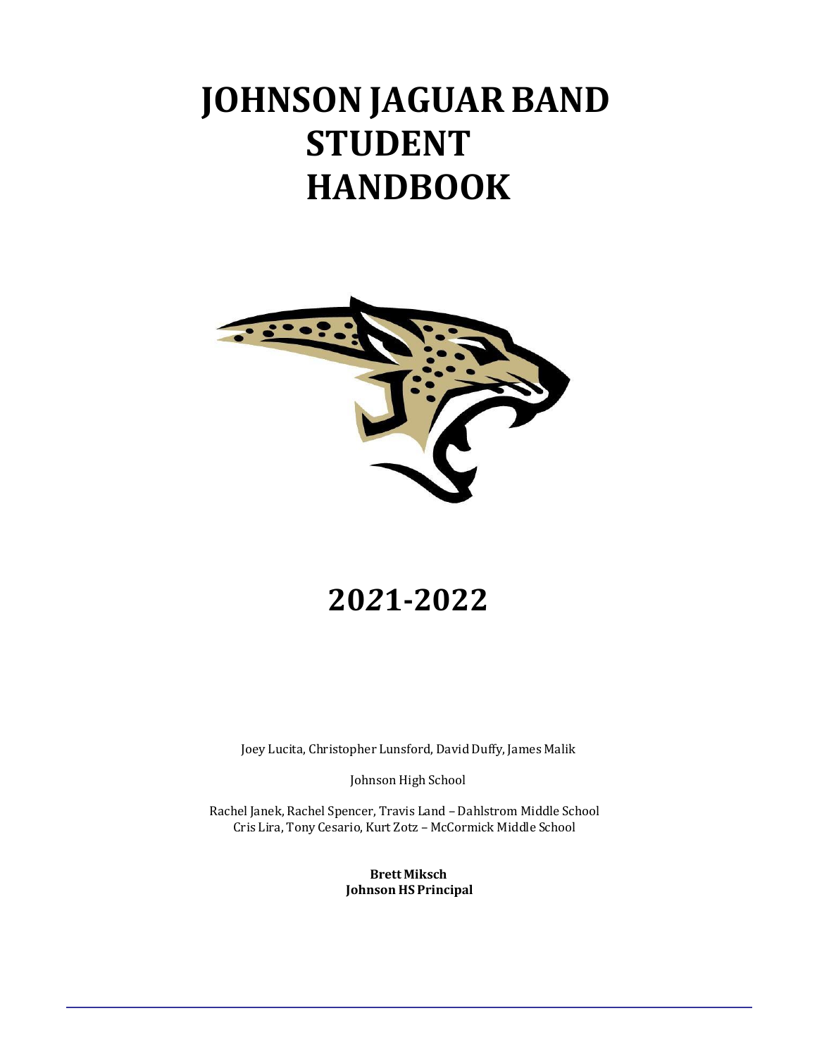# JOHNSON JAGUAR BAND STUDENT HANDBOOK

# 2021-2022

Joey Lucita, Christopher Lunsford, David Duffy, James Malik

Johnson High School

Rachel Janek, Rachel Spencer, Travis Land – Dahlstrom Middle School
Cris Lira, Tony Cesario, Kurt Zotz – McCormick Middle School

**Brett Miksch**
**Johnson HS Principal**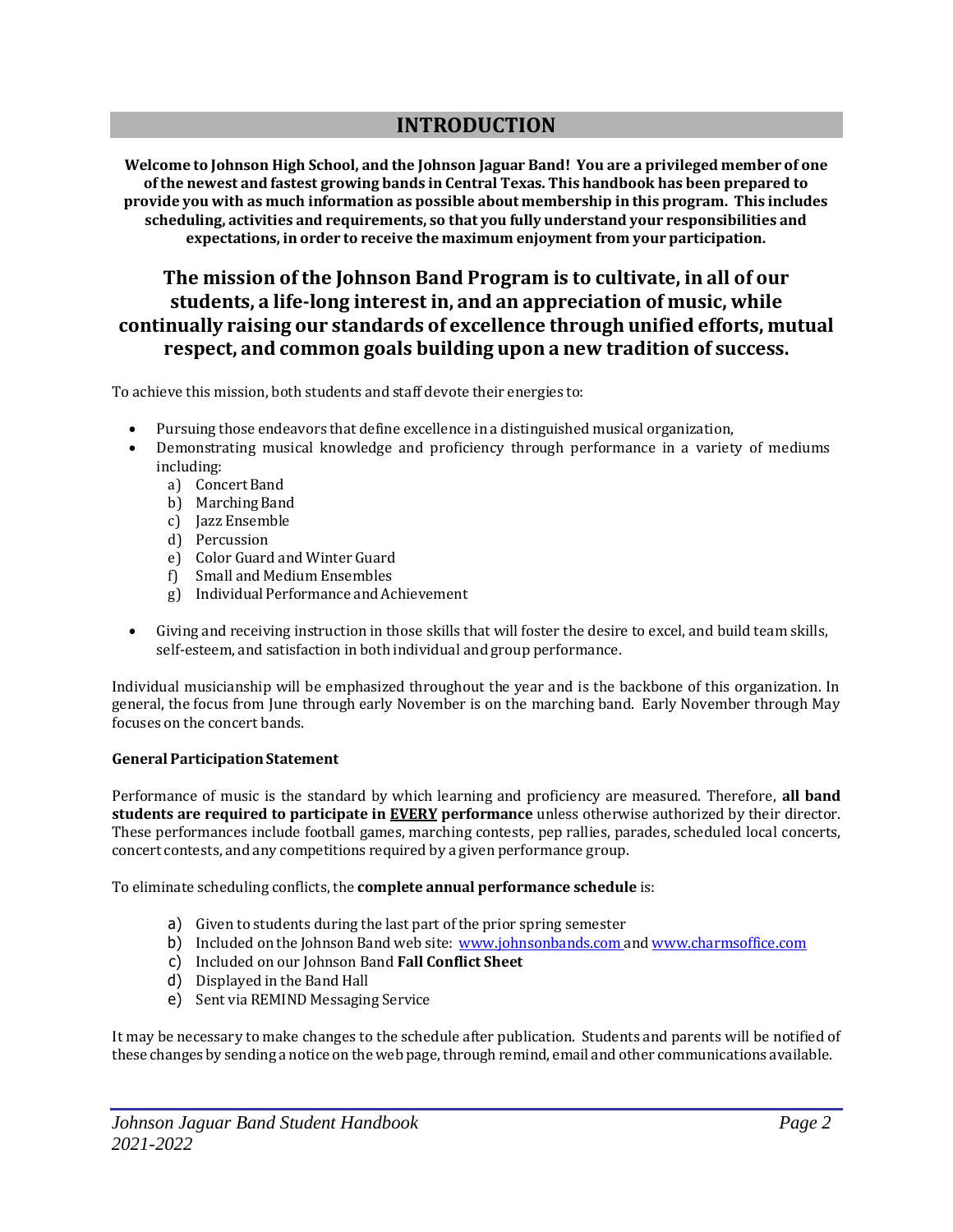# INTRODUCTION

**Welcome to Johnson High School, and the Johnson Jaguar Band! You are a privileged member of one of the newest and fastest growing bands in Central Texas. This handbook has been prepared to provide you with as much information as possible about membership in this program. This includes scheduling, activities and requirements, so that you fully understand your responsibilities and expectations, in order to receive the maximum enjoyment from your participation.**

## The mission of the Johnson Band Program is to cultivate, in all of our students, a life-long interest in, and an appreciation of music, while continually raising our standards of excellence through unified efforts, mutual respect, and common goals building upon a new tradition of success.

To achieve this mission, both students and staff devote their energies to:

- Pursuing those endeavors that define excellence in a distinguished musical organization,
- Demonstrating musical knowledge and proficiency through performance in a variety of mediums including:
  a) Concert Band
  b) Marching Band
  c) Jazz Ensemble
  d) Percussion
  e) Color Guard and Winter Guard
  f) Small and Medium Ensembles
  g) Individual Performance and Achievement
- Giving and receiving instruction in those skills that will foster the desire to excel, and build team skills, self-esteem, and satisfaction in both individual and group performance.

Individual musicianship will be emphasized throughout the year and is the backbone of this organization. In general, the focus from June through early November is on the marching band. Early November through May focuses on the concert bands.

**General Participation Statement**

Performance of music is the standard by which learning and proficiency are measured. Therefore, **all band students are required to participate in EVERY performance** unless otherwise authorized by their director. These performances include football games, marching contests, pep rallies, parades, scheduled local concerts, concert contests, and any competitions required by a given performance group.

To eliminate scheduling conflicts, the **complete annual performance schedule** is:

a) Given to students during the last part of the prior spring semester
b) Included on the Johnson Band web site: www.johnsonbands.com and www.charmsoffice.com
c) Included on our Johnson Band **Fall Conflict Sheet**
d) Displayed in the Band Hall
e) Sent via REMIND Messaging Service

It may be necessary to make changes to the schedule after publication. Students and parents will be notified of these changes by sending a notice on the web page, through remind, email and other communications available.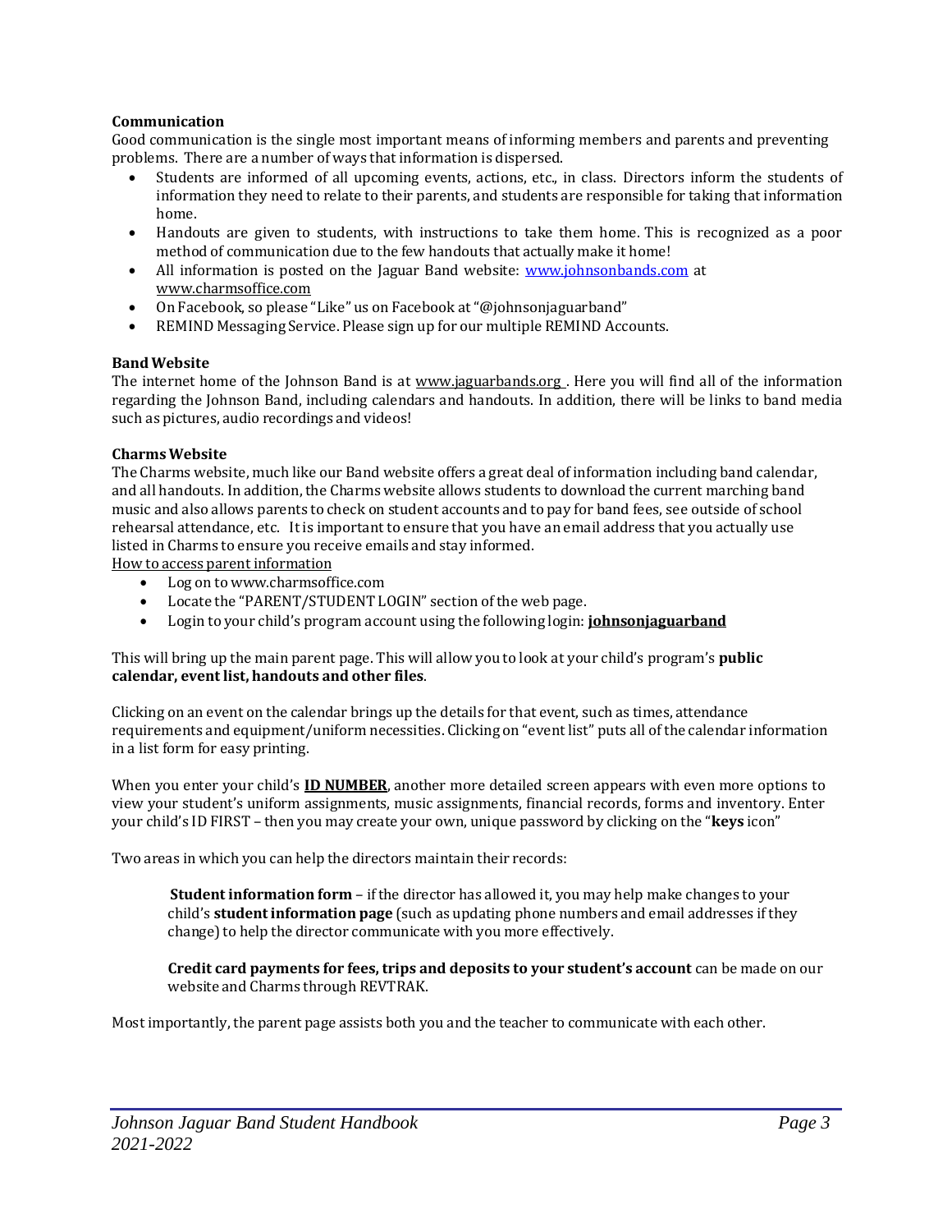**Communication**

Good communication is the single most important means of informing members and parents and preventing problems. There are a number of ways that information is dispersed.

- Students are informed of all upcoming events, actions, etc., in class. Directors inform the students of information they need to relate to their parents, and students are responsible for taking that information home.
- Handouts are given to students, with instructions to take them home. This is recognized as a poor method of communication due to the few handouts that actually make it home!
- All information is posted on the Jaguar Band website: www.johnsonbands.com at www.charmsoffice.com
- On Facebook, so please "Like" us on Facebook at "@johnsonjaguarband"
- REMIND Messaging Service. Please sign up for our multiple REMIND Accounts.

**Band Website**

The internet home of the Johnson Band is at www.jaguarbands.org . Here you will find all of the information regarding the Johnson Band, including calendars and handouts. In addition, there will be links to band media such as pictures, audio recordings and videos!

**Charms Website**

The Charms website, much like our Band website offers a great deal of information including band calendar, and all handouts. In addition, the Charms website allows students to download the current marching band music and also allows parents to check on student accounts and to pay for band fees, see outside of school rehearsal attendance, etc. It is important to ensure that you have an email address that you actually use listed in Charms to ensure you receive emails and stay informed.

How to access parent information

- Log on to www.charmsoffice.com
- Locate the "PARENT/STUDENT LOGIN" section of the web page.
- Login to your child's program account using the following login: **johnsonjaguarband**

This will bring up the main parent page. This will allow you to look at your child's program's **public calendar, event list, handouts and other files**.

Clicking on an event on the calendar brings up the details for that event, such as times, attendance requirements and equipment/uniform necessities. Clicking on "event list" puts all of the calendar information in a list form for easy printing.

When you enter your child's **ID NUMBER**, another more detailed screen appears with even more options to view your student's uniform assignments, music assignments, financial records, forms and inventory. Enter your child's ID FIRST – then you may create your own, unique password by clicking on the "**keys** icon"

Two areas in which you can help the directors maintain their records:

> **Student information form** – if the director has allowed it, you may help make changes to your child's **student information page** (such as updating phone numbers and email addresses if they change) to help the director communicate with you more effectively.
>
> **Credit card payments for fees, trips and deposits to your student's account** can be made on our website and Charms through REVTRAK.

Most importantly, the parent page assists both you and the teacher to communicate with each other.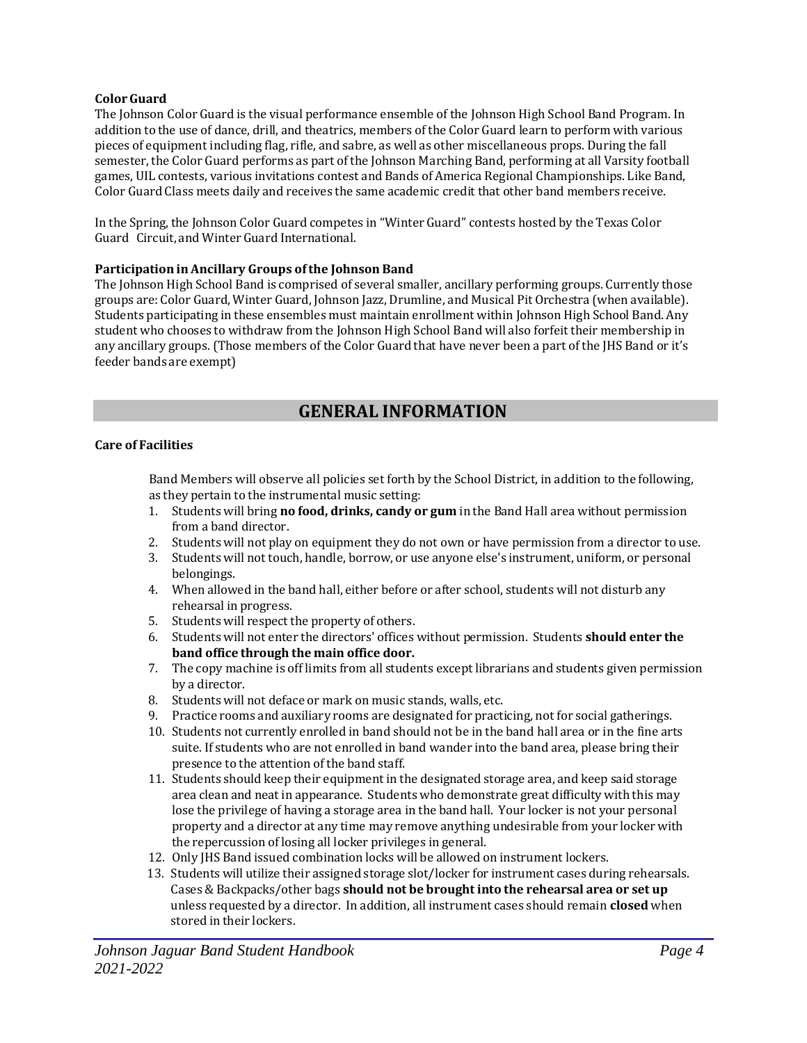**Color Guard**

The Johnson Color Guard is the visual performance ensemble of the Johnson High School Band Program. In addition to the use of dance, drill, and theatrics, members of the Color Guard learn to perform with various pieces of equipment including flag, rifle, and sabre, as well as other miscellaneous props. During the fall semester, the Color Guard performs as part of the Johnson Marching Band, performing at all Varsity football games, UIL contests, various invitations contest and Bands of America Regional Championships. Like Band, Color Guard Class meets daily and receives the same academic credit that other band members receive.

In the Spring, the Johnson Color Guard competes in "Winter Guard" contests hosted by the Texas Color Guard Circuit, and Winter Guard International.

**Participation in Ancillary Groups of the Johnson Band**

The Johnson High School Band is comprised of several smaller, ancillary performing groups. Currently those groups are: Color Guard, Winter Guard, Johnson Jazz, Drumline, and Musical Pit Orchestra (when available). Students participating in these ensembles must maintain enrollment within Johnson High School Band. Any student who chooses to withdraw from the Johnson High School Band will also forfeit their membership in any ancillary groups. (Those members of the Color Guard that have never been a part of the JHS Band or it's feeder bands are exempt)

## GENERAL INFORMATION

**Care of Facilities**

Band Members will observe all policies set forth by the School District, in addition to the following, as they pertain to the instrumental music setting:

1. Students will bring **no food, drinks, candy or gum** in the Band Hall area without permission from a band director.
2. Students will not play on equipment they do not own or have permission from a director to use.
3. Students will not touch, handle, borrow, or use anyone else's instrument, uniform, or personal belongings.
4. When allowed in the band hall, either before or after school, students will not disturb any rehearsal in progress.
5. Students will respect the property of others.
6. Students will not enter the directors' offices without permission. Students **should enter the band office through the main office door.**
7. The copy machine is off limits from all students except librarians and students given permission by a director.
8. Students will not deface or mark on music stands, walls, etc.
9. Practice rooms and auxiliary rooms are designated for practicing, not for social gatherings.
10. Students not currently enrolled in band should not be in the band hall area or in the fine arts suite. If students who are not enrolled in band wander into the band area, please bring their presence to the attention of the band staff.
11. Students should keep their equipment in the designated storage area, and keep said storage area clean and neat in appearance. Students who demonstrate great difficulty with this may lose the privilege of having a storage area in the band hall. Your locker is not your personal property and a director at any time may remove anything undesirable from your locker with the repercussion of losing all locker privileges in general.
12. Only JHS Band issued combination locks will be allowed on instrument lockers.
13. Students will utilize their assigned storage slot/locker for instrument cases during rehearsals. Cases & Backpacks/other bags **should not be brought into the rehearsal area or set up** unless requested by a director. In addition, all instrument cases should remain **closed** when stored in their lockers.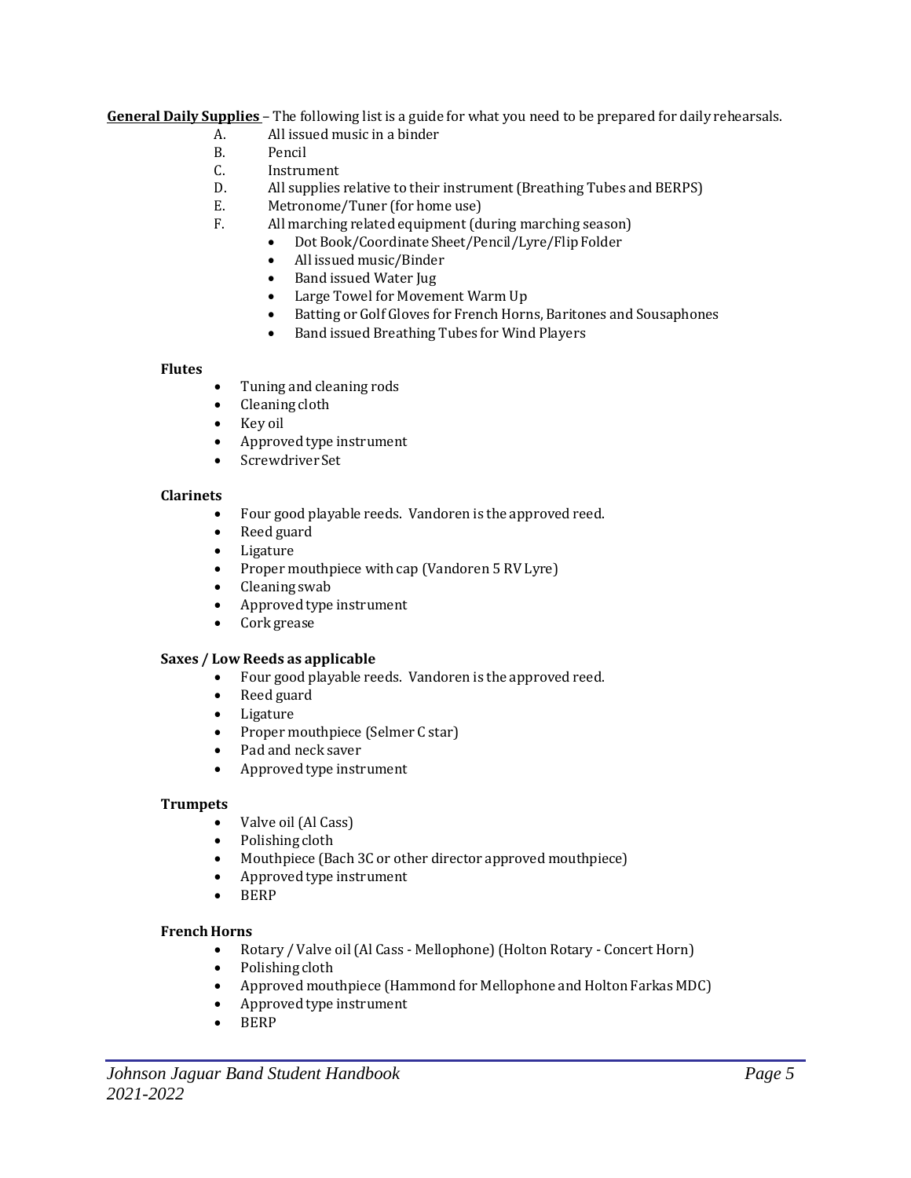**General Daily Supplies** – The following list is a guide for what you need to be prepared for daily rehearsals.

A. All issued music in a binder
B. Pencil
C. Instrument
D. All supplies relative to their instrument (Breathing Tubes and BERPS)
E. Metronome/Tuner (for home use)
F. All marching related equipment (during marching season)
   - Dot Book/Coordinate Sheet/Pencil/Lyre/Flip Folder
   - All issued music/Binder
   - Band issued Water Jug
   - Large Towel for Movement Warm Up
   - Batting or Golf Gloves for French Horns, Baritones and Sousaphones
   - Band issued Breathing Tubes for Wind Players

**Flutes**

- Tuning and cleaning rods
- Cleaning cloth
- Key oil
- Approved type instrument
- Screwdriver Set

**Clarinets**

- Four good playable reeds. Vandoren is the approved reed.
- Reed guard
- Ligature
- Proper mouthpiece with cap (Vandoren 5 RV Lyre)
- Cleaning swab
- Approved type instrument
- Cork grease

**Saxes / Low Reeds as applicable**

- Four good playable reeds. Vandoren is the approved reed.
- Reed guard
- Ligature
- Proper mouthpiece (Selmer C star)
- Pad and neck saver
- Approved type instrument

**Trumpets**

- Valve oil (Al Cass)
- Polishing cloth
- Mouthpiece (Bach 3C or other director approved mouthpiece)
- Approved type instrument
- BERP

**French Horns**

- Rotary / Valve oil (Al Cass - Mellophone) (Holton Rotary - Concert Horn)
- Polishing cloth
- Approved mouthpiece (Hammond for Mellophone and Holton Farkas MDC)
- Approved type instrument
- BERP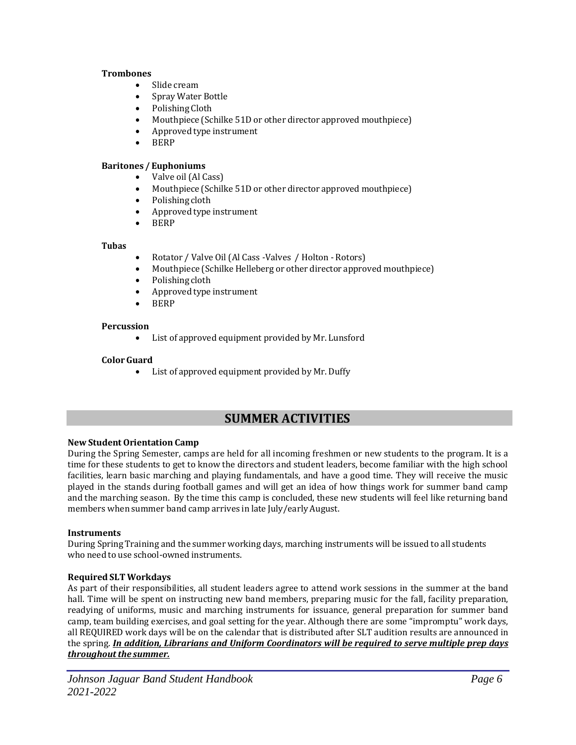**Trombones**

- Slide cream
- Spray Water Bottle
- Polishing Cloth
- Mouthpiece (Schilke 51D or other director approved mouthpiece)
- Approved type instrument
- BERP

**Baritones / Euphoniums**

- Valve oil (Al Cass)
- Mouthpiece (Schilke 51D or other director approved mouthpiece)
- Polishing cloth
- Approved type instrument
- BERP

**Tubas**

- Rotator / Valve Oil (Al Cass -Valves / Holton - Rotors)
- Mouthpiece (Schilke Helleberg or other director approved mouthpiece)
- Polishing cloth
- Approved type instrument
- BERP

**Percussion**

- List of approved equipment provided by Mr. Lunsford

**Color Guard**

- List of approved equipment provided by Mr. Duffy

## SUMMER ACTIVITIES

**New Student Orientation Camp**

During the Spring Semester, camps are held for all incoming freshmen or new students to the program. It is a time for these students to get to know the directors and student leaders, become familiar with the high school facilities, learn basic marching and playing fundamentals, and have a good time. They will receive the music played in the stands during football games and will get an idea of how things work for summer band camp and the marching season. By the time this camp is concluded, these new students will feel like returning band members when summer band camp arrives in late July/early August.

**Instruments**

During Spring Training and the summer working days, marching instruments will be issued to all students who need to use school-owned instruments.

**Required SLT Workdays**

As part of their responsibilities, all student leaders agree to attend work sessions in the summer at the band hall. Time will be spent on instructing new band members, preparing music for the fall, facility preparation, readying of uniforms, music and marching instruments for issuance, general preparation for summer band camp, team building exercises, and goal setting for the year. Although there are some "impromptu" work days, all REQUIRED work days will be on the calendar that is distributed after SLT audition results are announced in the spring. ***In addition, Librarians and Uniform Coordinators will be required to serve multiple prep days throughout the summer.***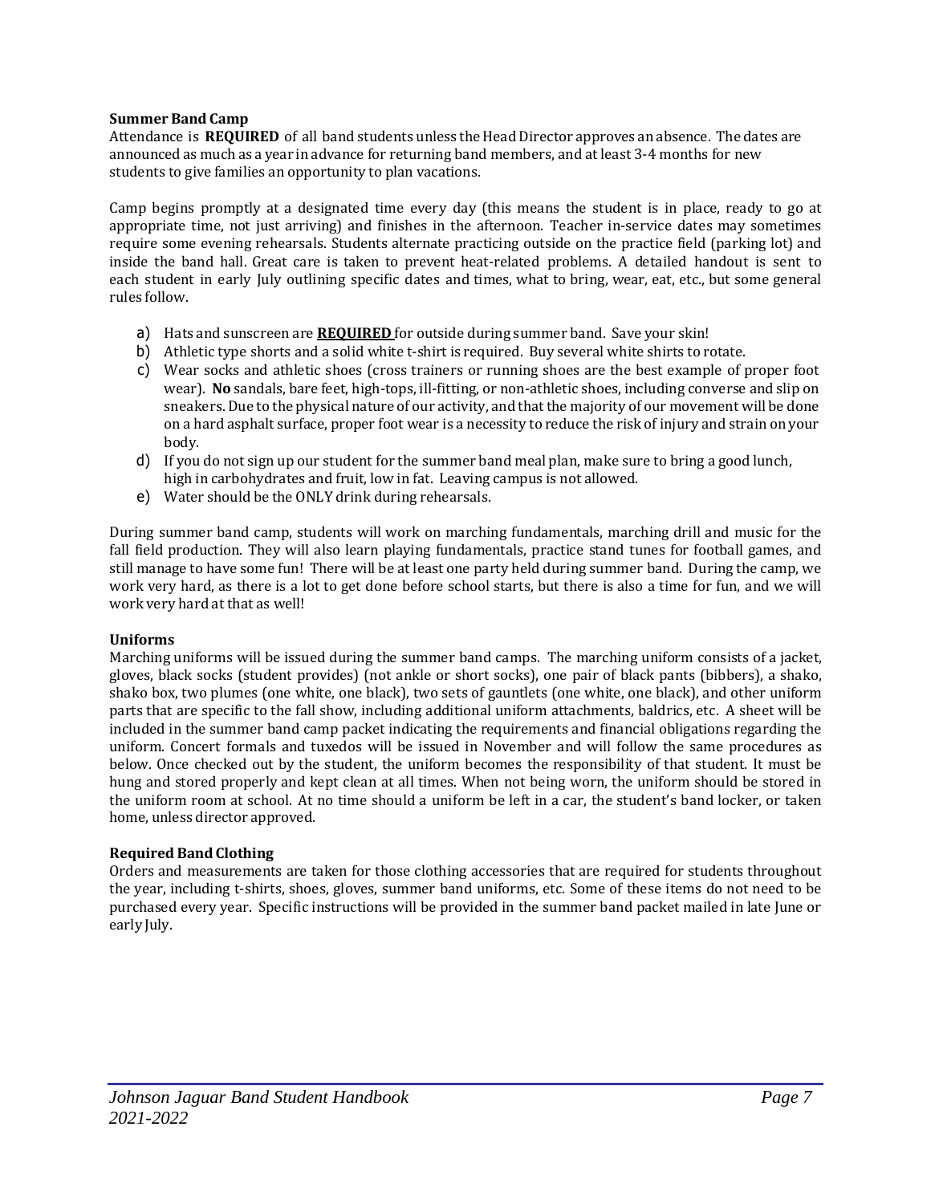**Summer Band Camp**
Attendance is **REQUIRED** of all band students unless the Head Director approves an absence. The dates are announced as much as a year in advance for returning band members, and at least 3-4 months for new students to give families an opportunity to plan vacations.

Camp begins promptly at a designated time every day (this means the student is in place, ready to go at appropriate time, not just arriving) and finishes in the afternoon. Teacher in-service dates may sometimes require some evening rehearsals. Students alternate practicing outside on the practice field (parking lot) and inside the band hall. Great care is taken to prevent heat-related problems. A detailed handout is sent to each student in early July outlining specific dates and times, what to bring, wear, eat, etc., but some general rules follow.

a) Hats and sunscreen are **REQUIRED** for outside during summer band. Save your skin!
b) Athletic type shorts and a solid white t-shirt is required. Buy several white shirts to rotate.
c) Wear socks and athletic shoes (cross trainers or running shoes are the best example of proper foot wear). **No** sandals, bare feet, high-tops, ill-fitting, or non-athletic shoes, including converse and slip on sneakers. Due to the physical nature of our activity, and that the majority of our movement will be done on a hard asphalt surface, proper foot wear is a necessity to reduce the risk of injury and strain on your body.
d) If you do not sign up our student for the summer band meal plan, make sure to bring a good lunch, high in carbohydrates and fruit, low in fat. Leaving campus is not allowed.
e) Water should be the ONLY drink during rehearsals.

During summer band camp, students will work on marching fundamentals, marching drill and music for the fall field production. They will also learn playing fundamentals, practice stand tunes for football games, and still manage to have some fun! There will be at least one party held during summer band. During the camp, we work very hard, as there is a lot to get done before school starts, but there is also a time for fun, and we will work very hard at that as well!

**Uniforms**
Marching uniforms will be issued during the summer band camps. The marching uniform consists of a jacket, gloves, black socks (student provides) (not ankle or short socks), one pair of black pants (bibbers), a shako, shako box, two plumes (one white, one black), two sets of gauntlets (one white, one black), and other uniform parts that are specific to the fall show, including additional uniform attachments, baldrics, etc. A sheet will be included in the summer band camp packet indicating the requirements and financial obligations regarding the uniform. Concert formals and tuxedos will be issued in November and will follow the same procedures as below. Once checked out by the student, the uniform becomes the responsibility of that student. It must be hung and stored properly and kept clean at all times. When not being worn, the uniform should be stored in the uniform room at school. At no time should a uniform be left in a car, the student's band locker, or taken home, unless director approved.

**Required Band Clothing**
Orders and measurements are taken for those clothing accessories that are required for students throughout the year, including t-shirts, shoes, gloves, summer band uniforms, etc. Some of these items do not need to be purchased every year. Specific instructions will be provided in the summer band packet mailed in late June or early July.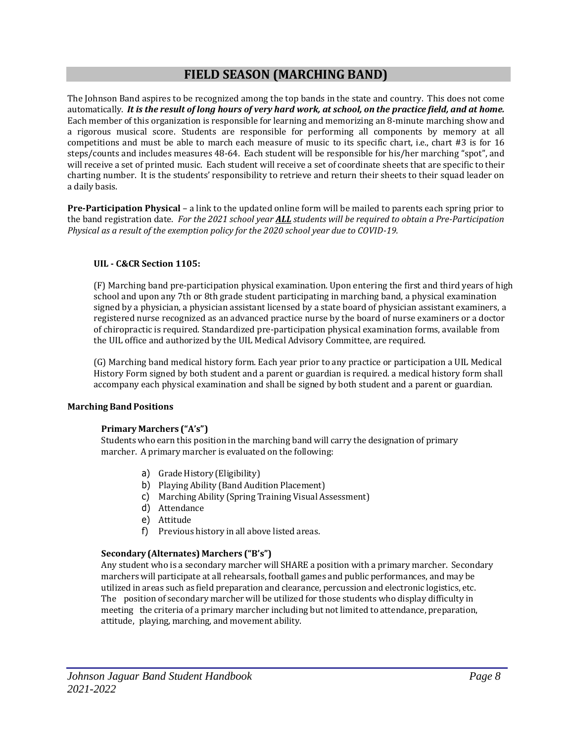## FIELD SEASON (MARCHING BAND)

The Johnson Band aspires to be recognized among the top bands in the state and country. This does not come automatically. ***It is the result of long hours of very hard work, at school, on the practice field, and at home.*** Each member of this organization is responsible for learning and memorizing an 8-minute marching show and a rigorous musical score. Students are responsible for performing all components by memory at all competitions and must be able to march each measure of music to its specific chart, i.e., chart #3 is for 16 steps/counts and includes measures 48-64. Each student will be responsible for his/her marching "spot", and will receive a set of printed music. Each student will receive a set of coordinate sheets that are specific to their charting number. It is the students' responsibility to retrieve and return their sheets to their squad leader on a daily basis.

**Pre-Participation Physical** – a link to the updated online form will be mailed to parents each spring prior to the band registration date. *For the 2021 school year **ALL** students will be required to obtain a Pre-Participation Physical as a result of the exemption policy for the 2020 school year due to COVID-19.*

**UIL - C&CR Section 1105:**

(F) Marching band pre-participation physical examination. Upon entering the first and third years of high school and upon any 7th or 8th grade student participating in marching band, a physical examination signed by a physician, a physician assistant licensed by a state board of physician assistant examiners, a registered nurse recognized as an advanced practice nurse by the board of nurse examiners or a doctor of chiropractic is required. Standardized pre-participation physical examination forms, available from the UIL office and authorized by the UIL Medical Advisory Committee, are required.

(G) Marching band medical history form. Each year prior to any practice or participation a UIL Medical History Form signed by both student and a parent or guardian is required. a medical history form shall accompany each physical examination and shall be signed by both student and a parent or guardian.

**Marching Band Positions**

**Primary Marchers ("A's")**

Students who earn this position in the marching band will carry the designation of primary marcher. A primary marcher is evaluated on the following:

a) Grade History (Eligibility)
b) Playing Ability (Band Audition Placement)
c) Marching Ability (Spring Training Visual Assessment)
d) Attendance
e) Attitude
f) Previous history in all above listed areas.

**Secondary (Alternates) Marchers ("B's")**

Any student who is a secondary marcher will SHARE a position with a primary marcher. Secondary marchers will participate at all rehearsals, football games and public performances, and may be utilized in areas such as field preparation and clearance, percussion and electronic logistics, etc. The position of secondary marcher will be utilized for those students who display difficulty in meeting the criteria of a primary marcher including but not limited to attendance, preparation, attitude, playing, marching, and movement ability.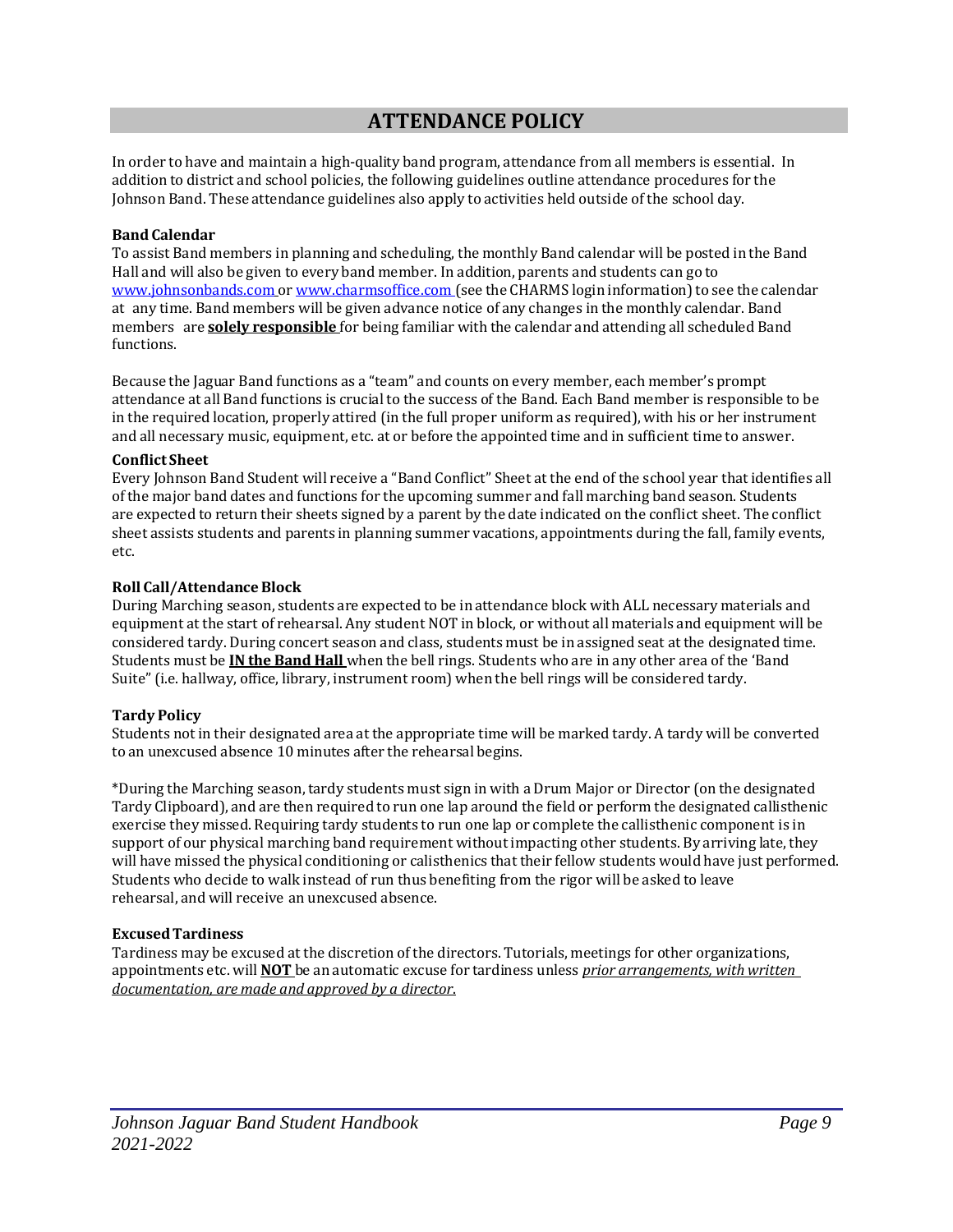# ATTENDANCE POLICY

In order to have and maintain a high-quality band program, attendance from all members is essential. In addition to district and school policies, the following guidelines outline attendance procedures for the Johnson Band. These attendance guidelines also apply to activities held outside of the school day.

**Band Calendar**

To assist Band members in planning and scheduling, the monthly Band calendar will be posted in the Band Hall and will also be given to every band member. In addition, parents and students can go to www.johnsonbands.com or www.charmsoffice.com (see the CHARMS login information) to see the calendar at any time. Band members will be given advance notice of any changes in the monthly calendar. Band members are **solely responsible** for being familiar with the calendar and attending all scheduled Band functions.

Because the Jaguar Band functions as a "team" and counts on every member, each member's prompt attendance at all Band functions is crucial to the success of the Band. Each Band member is responsible to be in the required location, properly attired (in the full proper uniform as required), with his or her instrument and all necessary music, equipment, etc. at or before the appointed time and in sufficient time to answer.

**Conflict Sheet**

Every Johnson Band Student will receive a "Band Conflict" Sheet at the end of the school year that identifies all of the major band dates and functions for the upcoming summer and fall marching band season. Students are expected to return their sheets signed by a parent by the date indicated on the conflict sheet. The conflict sheet assists students and parents in planning summer vacations, appointments during the fall, family events, etc.

**Roll Call/Attendance Block**

During Marching season, students are expected to be in attendance block with ALL necessary materials and equipment at the start of rehearsal. Any student NOT in block, or without all materials and equipment will be considered tardy. During concert season and class, students must be in assigned seat at the designated time. Students must be **IN the Band Hall** when the bell rings. Students who are in any other area of the 'Band Suite" (i.e. hallway, office, library, instrument room) when the bell rings will be considered tardy.

**Tardy Policy**

Students not in their designated area at the appropriate time will be marked tardy. A tardy will be converted to an unexcused absence 10 minutes after the rehearsal begins.

*During the Marching season, tardy students must sign in with a Drum Major or Director (on the designated Tardy Clipboard), and are then required to run one lap around the field or perform the designated callisthenic exercise they missed. Requiring tardy students to run one lap or complete the callisthenic component is in support of our physical marching band requirement without impacting other students. By arriving late, they will have missed the physical conditioning or calisthenics that their fellow students would have just performed. Students who decide to walk instead of run thus benefiting from the rigor will be asked to leave rehearsal, and will receive an unexcused absence.

**Excused Tardiness**

Tardiness may be excused at the discretion of the directors. Tutorials, meetings for other organizations, appointments etc. will **NOT** be an automatic excuse for tardiness unless *prior arrangements, with written documentation, are made and approved by a director*.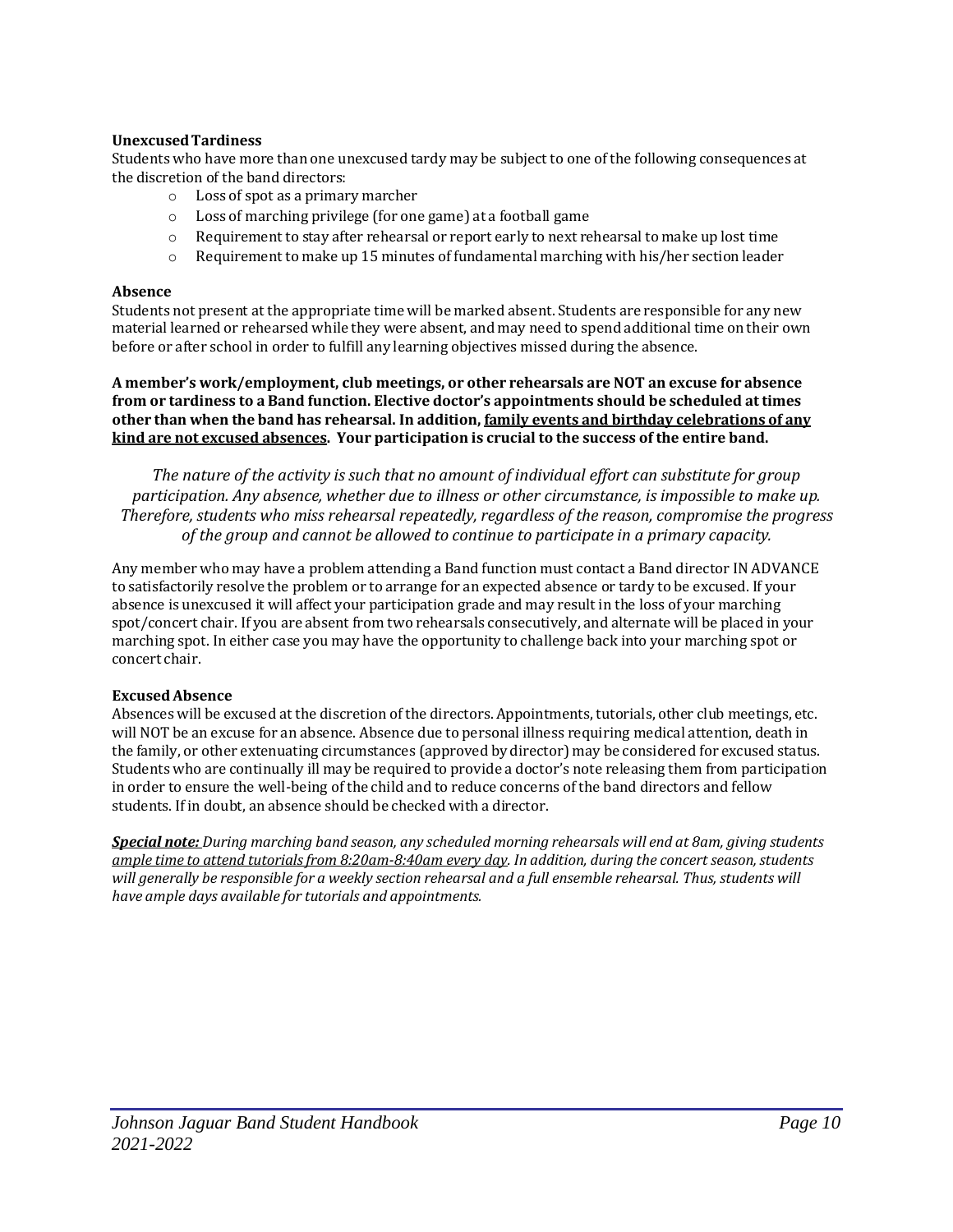**Unexcused Tardiness**

Students who have more than one unexcused tardy may be subject to one of the following consequences at the discretion of the band directors:

- Loss of spot as a primary marcher
- Loss of marching privilege (for one game) at a football game
- Requirement to stay after rehearsal or report early to next rehearsal to make up lost time
- Requirement to make up 15 minutes of fundamental marching with his/her section leader

**Absence**

Students not present at the appropriate time will be marked absent. Students are responsible for any new material learned or rehearsed while they were absent, and may need to spend additional time on their own before or after school in order to fulfill any learning objectives missed during the absence.

**A member's work/employment, club meetings, or other rehearsals are NOT an excuse for absence from or tardiness to a Band function. Elective doctor's appointments should be scheduled at times other than when the band has rehearsal. In addition, <u>family events and birthday celebrations of any kind are not excused absences</u>. Your participation is crucial to the success of the entire band.**

*The nature of the activity is such that no amount of individual effort can substitute for group participation. Any absence, whether due to illness or other circumstance, is impossible to make up. Therefore, students who miss rehearsal repeatedly, regardless of the reason, compromise the progress of the group and cannot be allowed to continue to participate in a primary capacity.*

Any member who may have a problem attending a Band function must contact a Band director IN ADVANCE to satisfactorily resolve the problem or to arrange for an expected absence or tardy to be excused. If your absence is unexcused it will affect your participation grade and may result in the loss of your marching spot/concert chair. If you are absent from two rehearsals consecutively, and alternate will be placed in your marching spot. In either case you may have the opportunity to challenge back into your marching spot or concert chair.

**Excused Absence**

Absences will be excused at the discretion of the directors. Appointments, tutorials, other club meetings, etc. will NOT be an excuse for an absence. Absence due to personal illness requiring medical attention, death in the family, or other extenuating circumstances (approved by director) may be considered for excused status. Students who are continually ill may be required to provide a doctor's note releasing them from participation in order to ensure the well-being of the child and to reduce concerns of the band directors and fellow students. If in doubt, an absence should be checked with a director.

***<u>Special note:</u>*** *During marching band season, any scheduled morning rehearsals will end at 8am, giving students <u>ample time to attend tutorials from 8:20am-8:40am every day</u>. In addition, during the concert season, students will generally be responsible for a weekly section rehearsal and a full ensemble rehearsal. Thus, students will have ample days available for tutorials and appointments.*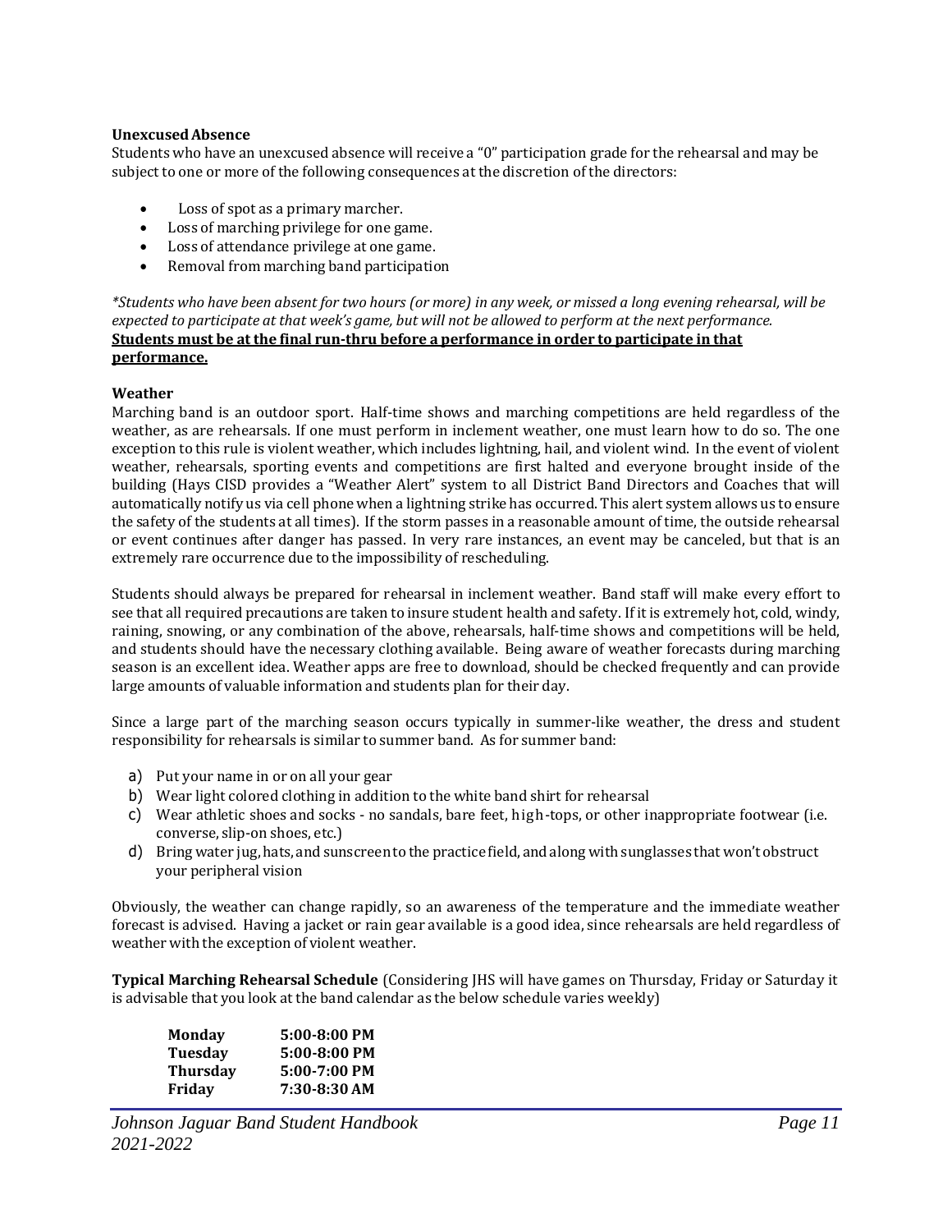**Unexcused Absence**

Students who have an unexcused absence will receive a "0" participation grade for the rehearsal and may be subject to one or more of the following consequences at the discretion of the directors:

- Loss of spot as a primary marcher.
- Loss of marching privilege for one game.
- Loss of attendance privilege at one game.
- Removal from marching band participation

*\*Students who have been absent for two hours (or more) in any week, or missed a long evening rehearsal, will be expected to participate at that week's game, but will not be allowed to perform at the next performance.*
**<u>Students must be at the final run-thru before a performance in order to participate in that performance.</u>**

**Weather**

Marching band is an outdoor sport. Half-time shows and marching competitions are held regardless of the weather, as are rehearsals. If one must perform in inclement weather, one must learn how to do so. The one exception to this rule is violent weather, which includes lightning, hail, and violent wind. In the event of violent weather, rehearsals, sporting events and competitions are first halted and everyone brought inside of the building (Hays CISD provides a "Weather Alert" system to all District Band Directors and Coaches that will automatically notify us via cell phone when a lightning strike has occurred. This alert system allows us to ensure the safety of the students at all times). If the storm passes in a reasonable amount of time, the outside rehearsal or event continues after danger has passed. In very rare instances, an event may be canceled, but that is an extremely rare occurrence due to the impossibility of rescheduling.

Students should always be prepared for rehearsal in inclement weather. Band staff will make every effort to see that all required precautions are taken to insure student health and safety. If it is extremely hot, cold, windy, raining, snowing, or any combination of the above, rehearsals, half-time shows and competitions will be held, and students should have the necessary clothing available. Being aware of weather forecasts during marching season is an excellent idea. Weather apps are free to download, should be checked frequently and can provide large amounts of valuable information and students plan for their day.

Since a large part of the marching season occurs typically in summer-like weather, the dress and student responsibility for rehearsals is similar to summer band. As for summer band:

a) Put your name in or on all your gear
b) Wear light colored clothing in addition to the white band shirt for rehearsal
c) Wear athletic shoes and socks - no sandals, bare feet, high-tops, or other inappropriate footwear (i.e. converse, slip-on shoes, etc.)
d) Bring water jug, hats, and sunscreen to the practice field, and along with sunglasses that won't obstruct your peripheral vision

Obviously, the weather can change rapidly, so an awareness of the temperature and the immediate weather forecast is advised. Having a jacket or rain gear available is a good idea, since rehearsals are held regardless of weather with the exception of violent weather.

**Typical Marching Rehearsal Schedule** (Considering JHS will have games on Thursday, Friday or Saturday it is advisable that you look at the band calendar as the below schedule varies weekly)

| | |
|---|---|
| **Monday** | **5:00-8:00 PM** |
| **Tuesday** | **5:00-8:00 PM** |
| **Thursday** | **5:00-7:00 PM** |
| **Friday** | **7:30-8:30 AM** |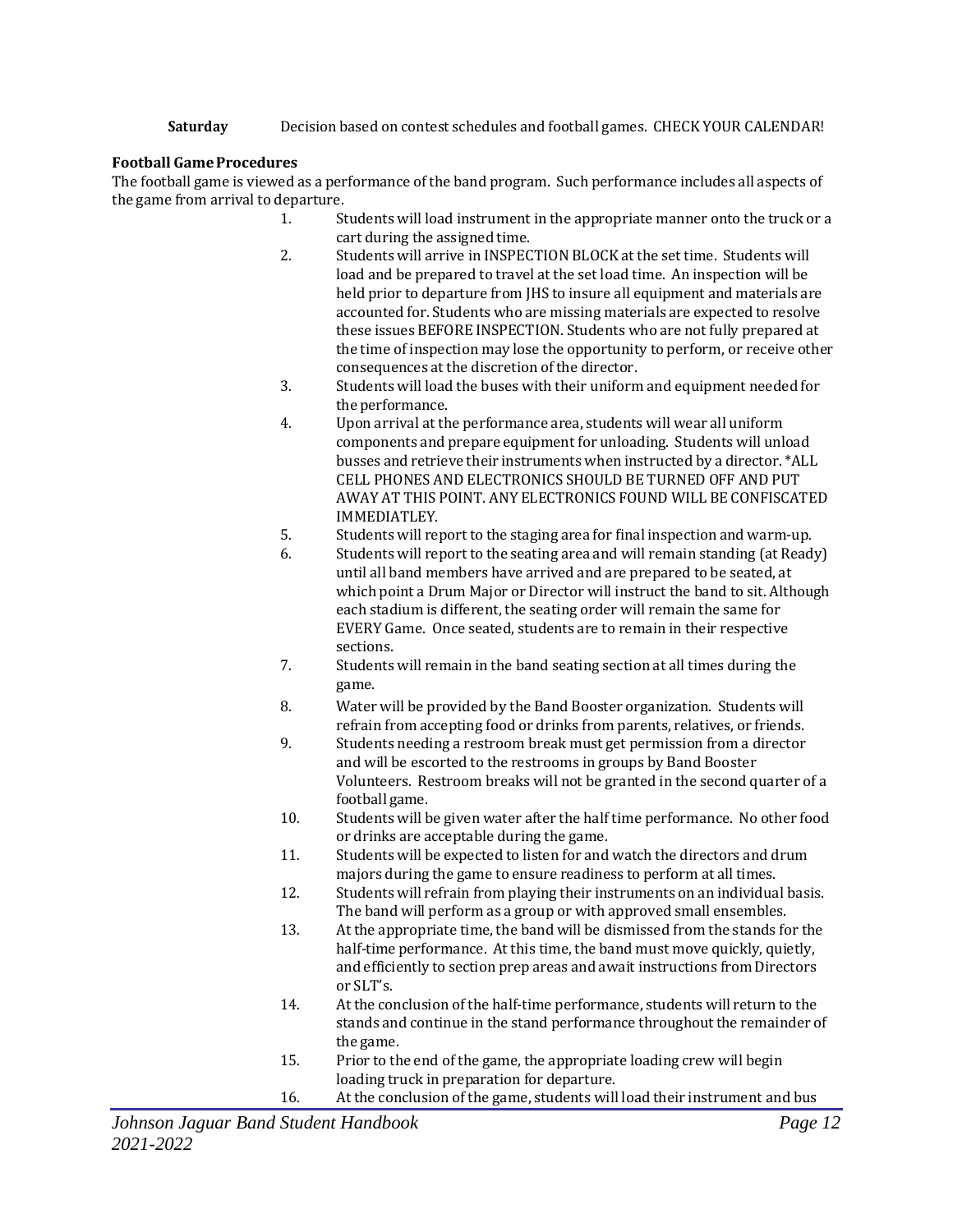**Saturday** Decision based on contest schedules and football games. CHECK YOUR CALENDAR!

**Football Game Procedures**

The football game is viewed as a performance of the band program. Such performance includes all aspects of the game from arrival to departure.

1. Students will load instrument in the appropriate manner onto the truck or a cart during the assigned time.
2. Students will arrive in INSPECTION BLOCK at the set time. Students will load and be prepared to travel at the set load time. An inspection will be held prior to departure from JHS to insure all equipment and materials are accounted for. Students who are missing materials are expected to resolve these issues BEFORE INSPECTION. Students who are not fully prepared at the time of inspection may lose the opportunity to perform, or receive other consequences at the discretion of the director.
3. Students will load the buses with their uniform and equipment needed for the performance.
4. Upon arrival at the performance area, students will wear all uniform components and prepare equipment for unloading. Students will unload busses and retrieve their instruments when instructed by a director. *ALL CELL PHONES AND ELECTRONICS SHOULD BE TURNED OFF AND PUT AWAY AT THIS POINT. ANY ELECTRONICS FOUND WILL BE CONFISCATED IMMEDIATLEY.
5. Students will report to the staging area for final inspection and warm-up.
6. Students will report to the seating area and will remain standing (at Ready) until all band members have arrived and are prepared to be seated, at which point a Drum Major or Director will instruct the band to sit. Although each stadium is different, the seating order will remain the same for EVERY Game. Once seated, students are to remain in their respective sections.
7. Students will remain in the band seating section at all times during the game.
8. Water will be provided by the Band Booster organization. Students will refrain from accepting food or drinks from parents, relatives, or friends.
9. Students needing a restroom break must get permission from a director and will be escorted to the restrooms in groups by Band Booster Volunteers. Restroom breaks will not be granted in the second quarter of a football game.
10. Students will be given water after the half time performance. No other food or drinks are acceptable during the game.
11. Students will be expected to listen for and watch the directors and drum majors during the game to ensure readiness to perform at all times.
12. Students will refrain from playing their instruments on an individual basis. The band will perform as a group or with approved small ensembles.
13. At the appropriate time, the band will be dismissed from the stands for the half-time performance. At this time, the band must move quickly, quietly, and efficiently to section prep areas and await instructions from Directors or SLT's.
14. At the conclusion of the half-time performance, students will return to the stands and continue in the stand performance throughout the remainder of the game.
15. Prior to the end of the game, the appropriate loading crew will begin loading truck in preparation for departure.
16. At the conclusion of the game, students will load their instrument and bus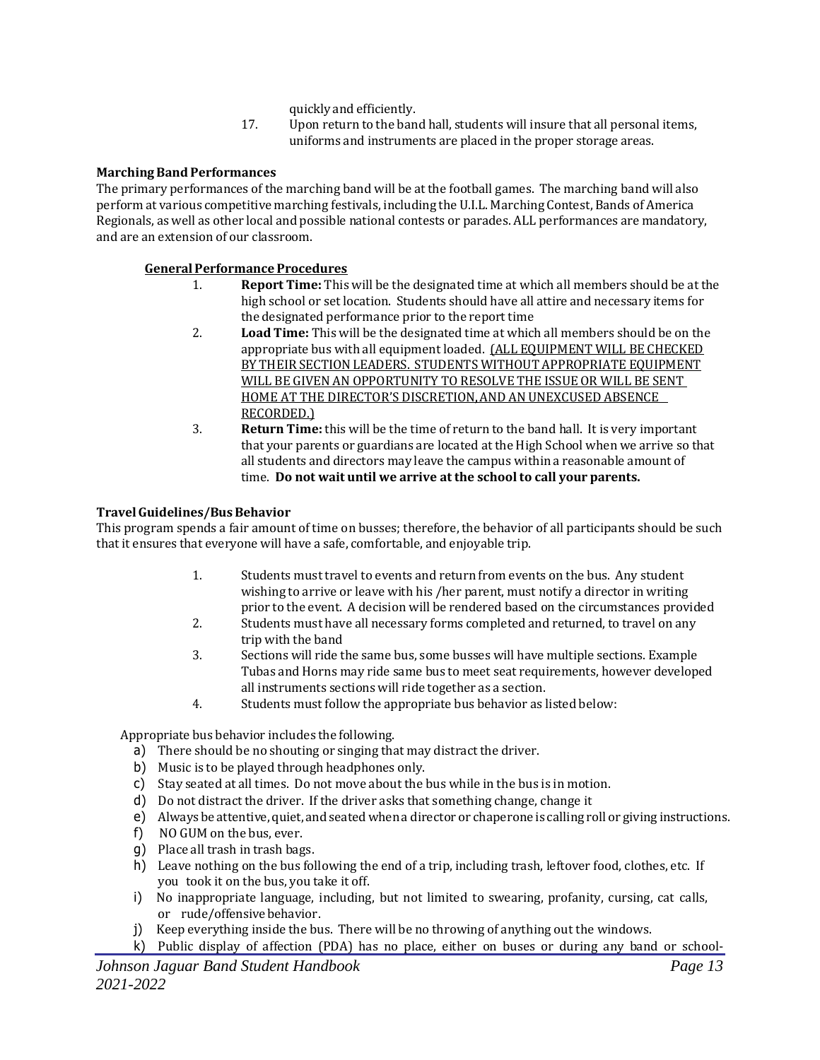quickly and efficiently.

17. Upon return to the band hall, students will insure that all personal items, uniforms and instruments are placed in the proper storage areas.

**Marching Band Performances**

The primary performances of the marching band will be at the football games. The marching band will also perform at various competitive marching festivals, including the U.I.L. Marching Contest, Bands of America Regionals, as well as other local and possible national contests or parades. ALL performances are mandatory, and are an extension of our classroom.

**General Performance Procedures**

1. **Report Time:** This will be the designated time at which all members should be at the high school or set location. Students should have all attire and necessary items for the designated performance prior to the report time
2. **Load Time:** This will be the designated time at which all members should be on the appropriate bus with all equipment loaded. (ALL EQUIPMENT WILL BE CHECKED BY THEIR SECTION LEADERS. STUDENTS WITHOUT APPROPRIATE EQUIPMENT WILL BE GIVEN AN OPPORTUNITY TO RESOLVE THE ISSUE OR WILL BE SENT HOME AT THE DIRECTOR'S DISCRETION, AND AN UNEXCUSED ABSENCE RECORDED.)
3. **Return Time:** this will be the time of return to the band hall. It is very important that your parents or guardians are located at the High School when we arrive so that all students and directors may leave the campus within a reasonable amount of time. **Do not wait until we arrive at the school to call your parents.**

**Travel Guidelines/Bus Behavior**

This program spends a fair amount of time on busses; therefore, the behavior of all participants should be such that it ensures that everyone will have a safe, comfortable, and enjoyable trip.

1. Students must travel to events and return from events on the bus. Any student wishing to arrive or leave with his /her parent, must notify a director in writing prior to the event. A decision will be rendered based on the circumstances provided
2. Students must have all necessary forms completed and returned, to travel on any trip with the band
3. Sections will ride the same bus, some busses will have multiple sections. Example Tubas and Horns may ride same bus to meet seat requirements, however developed all instruments sections will ride together as a section.
4. Students must follow the appropriate bus behavior as listed below:

Appropriate bus behavior includes the following.

a) There should be no shouting or singing that may distract the driver.
b) Music is to be played through headphones only.
c) Stay seated at all times. Do not move about the bus while in the bus is in motion.
d) Do not distract the driver. If the driver asks that something change, change it
e) Always be attentive, quiet, and seated when a director or chaperone is calling roll or giving instructions.
f) NO GUM on the bus, ever.
g) Place all trash in trash bags.
h) Leave nothing on the bus following the end of a trip, including trash, leftover food, clothes, etc. If you took it on the bus, you take it off.
i) No inappropriate language, including, but not limited to swearing, profanity, cursing, cat calls, or rude/offensive behavior.
j) Keep everything inside the bus. There will be no throwing of anything out the windows.
k) Public display of affection (PDA) has no place, either on buses or during any band or school-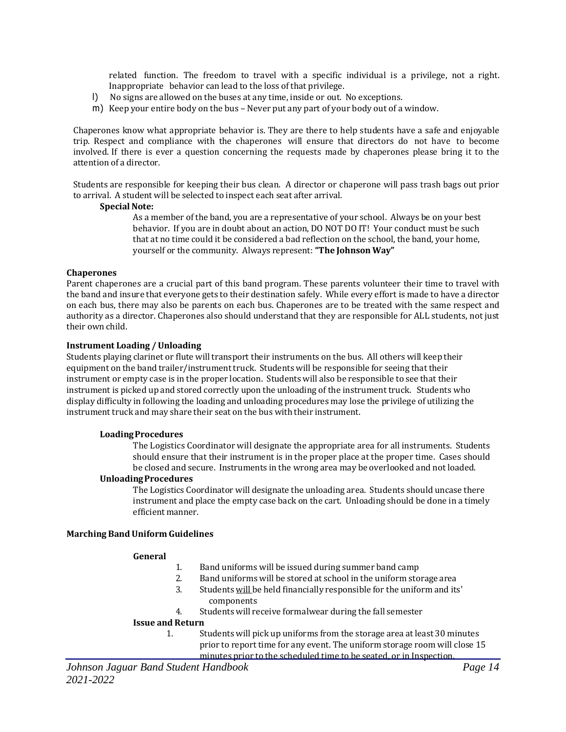related function. The freedom to travel with a specific individual is a privilege, not a right. Inappropriate behavior can lead to the loss of that privilege.

l) No signs are allowed on the buses at any time, inside or out. No exceptions.
m) Keep your entire body on the bus – Never put any part of your body out of a window.

Chaperones know what appropriate behavior is. They are there to help students have a safe and enjoyable trip. Respect and compliance with the chaperones will ensure that directors do not have to become involved. If there is ever a question concerning the requests made by chaperones please bring it to the attention of a director.

Students are responsible for keeping their bus clean. A director or chaperone will pass trash bags out prior to arrival. A student will be selected to inspect each seat after arrival.

**Special Note:**

As a member of the band, you are a representative of your school. Always be on your best behavior. If you are in doubt about an action, DO NOT DO IT! Your conduct must be such that at no time could it be considered a bad reflection on the school, the band, your home, yourself or the community. Always represent: **"The Johnson Way"**

**Chaperones**

Parent chaperones are a crucial part of this band program. These parents volunteer their time to travel with the band and insure that everyone gets to their destination safely. While every effort is made to have a director on each bus, there may also be parents on each bus. Chaperones are to be treated with the same respect and authority as a director. Chaperones also should understand that they are responsible for ALL students, not just their own child.

**Instrument Loading / Unloading**

Students playing clarinet or flute will transport their instruments on the bus. All others will keep their equipment on the band trailer/instrument truck. Students will be responsible for seeing that their instrument or empty case is in the proper location. Students will also be responsible to see that their instrument is picked up and stored correctly upon the unloading of the instrument truck. Students who display difficulty in following the loading and unloading procedures may lose the privilege of utilizing the instrument truck and may share their seat on the bus with their instrument.

**Loading Procedures**

The Logistics Coordinator will designate the appropriate area for all instruments. Students should ensure that their instrument is in the proper place at the proper time. Cases should be closed and secure. Instruments in the wrong area may be overlooked and not loaded.

**Unloading Procedures**

The Logistics Coordinator will designate the unloading area. Students should uncase there instrument and place the empty case back on the cart. Unloading should be done in a timely efficient manner.

**Marching Band Uniform Guidelines**

**General**

1. Band uniforms will be issued during summer band camp
2. Band uniforms will be stored at school in the uniform storage area
3. Students will be held financially responsible for the uniform and its' components
4. Students will receive formalwear during the fall semester

**Issue and Return**

1. Students will pick up uniforms from the storage area at least 30 minutes prior to report time for any event. The uniform storage room will close 15 minutes prior to the scheduled time to be seated, or in Inspection.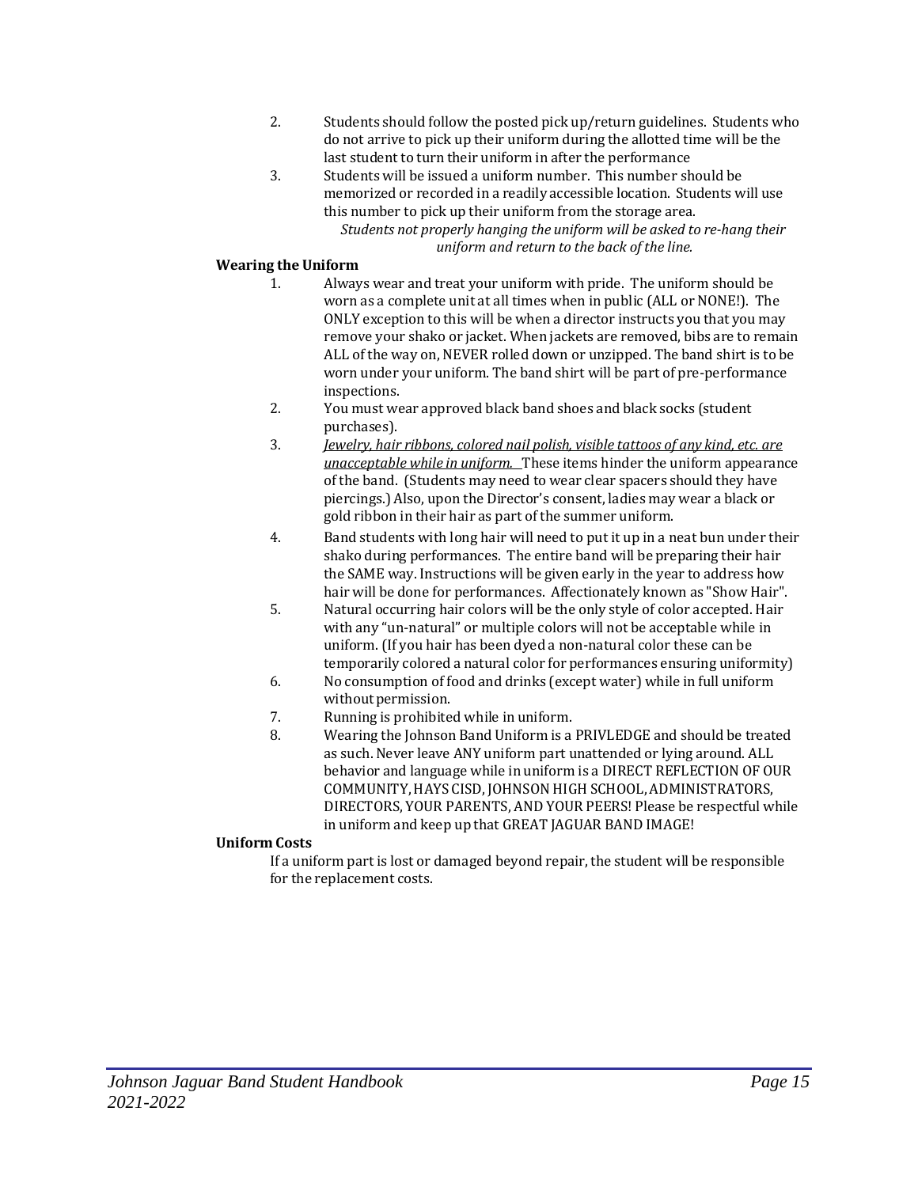2. Students should follow the posted pick up/return guidelines. Students who do not arrive to pick up their uniform during the allotted time will be the last student to turn their uniform in after the performance
3. Students will be issued a uniform number. This number should be memorized or recorded in a readily accessible location. Students will use this number to pick up their uniform from the storage area.

   *Students not properly hanging the uniform will be asked to re-hang their uniform and return to the back of the line.*

**Wearing the Uniform**

1. Always wear and treat your uniform with pride. The uniform should be worn as a complete unit at all times when in public (ALL or NONE!). The ONLY exception to this will be when a director instructs you that you may remove your shako or jacket. When jackets are removed, bibs are to remain ALL of the way on, NEVER rolled down or unzipped. The band shirt is to be worn under your uniform. The band shirt will be part of pre-performance inspections.
2. You must wear approved black band shoes and black socks (student purchases).
3. ***Jewelry, hair ribbons, colored nail polish, visible tattoos of any kind, etc. are unacceptable while in uniform.*** These items hinder the uniform appearance of the band. (Students may need to wear clear spacers should they have piercings.) Also, upon the Director's consent, ladies may wear a black or gold ribbon in their hair as part of the summer uniform.
4. Band students with long hair will need to put it up in a neat bun under their shako during performances. The entire band will be preparing their hair the SAME way. Instructions will be given early in the year to address how hair will be done for performances. Affectionately known as "Show Hair".
5. Natural occurring hair colors will be the only style of color accepted. Hair with any "un-natural" or multiple colors will not be acceptable while in uniform. (If you hair has been dyed a non-natural color these can be temporarily colored a natural color for performances ensuring uniformity)
6. No consumption of food and drinks (except water) while in full uniform without permission.
7. Running is prohibited while in uniform.
8. Wearing the Johnson Band Uniform is a PRIVLEDGE and should be treated as such. Never leave ANY uniform part unattended or lying around. ALL behavior and language while in uniform is a DIRECT REFLECTION OF OUR COMMUNITY, HAYS CISD, JOHNSON HIGH SCHOOL, ADMINISTRATORS, DIRECTORS, YOUR PARENTS, AND YOUR PEERS! Please be respectful while in uniform and keep up that GREAT JAGUAR BAND IMAGE!

**Uniform Costs**

If a uniform part is lost or damaged beyond repair, the student will be responsible for the replacement costs.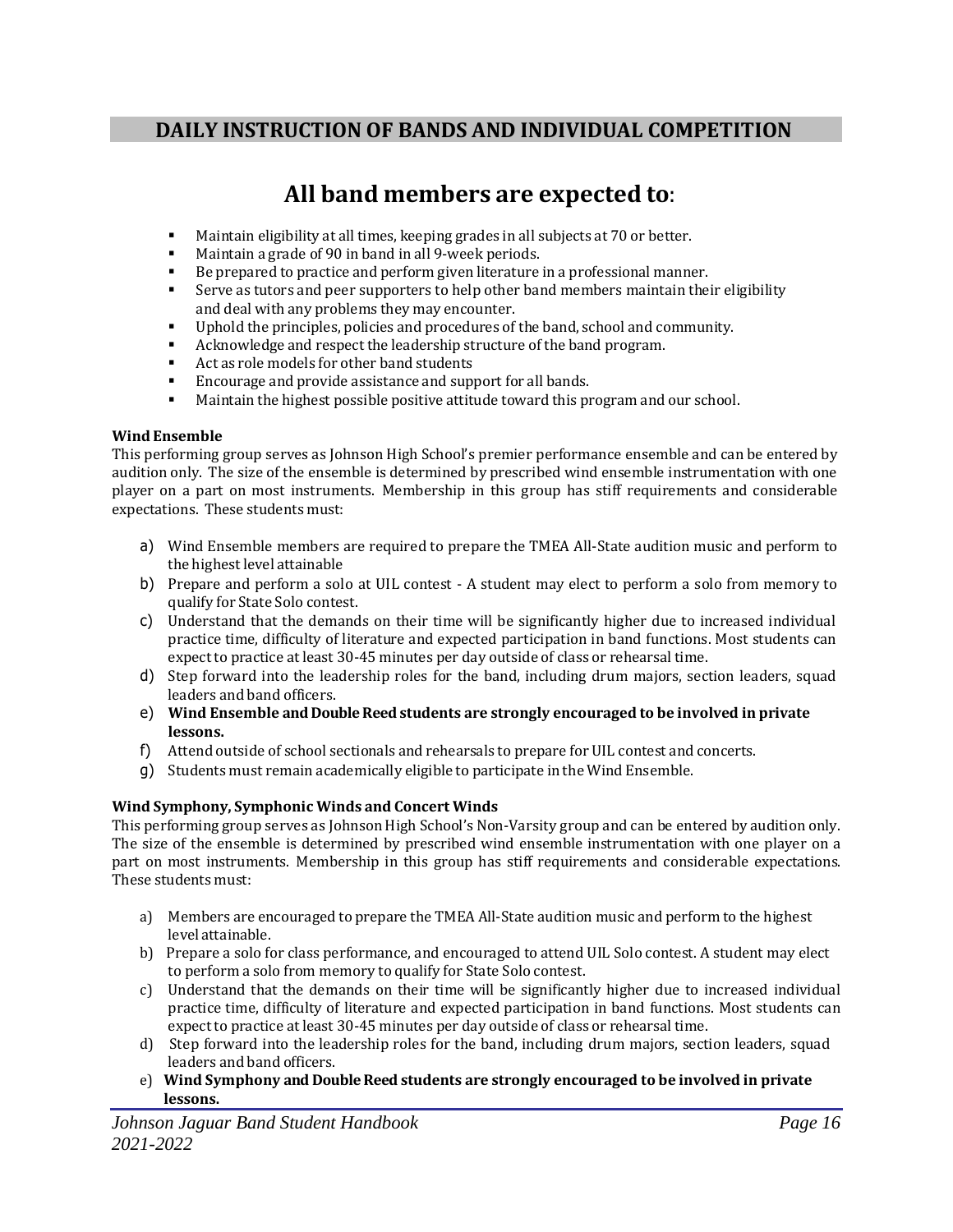## DAILY INSTRUCTION OF BANDS AND INDIVIDUAL COMPETITION

# All band members are expected to:

- Maintain eligibility at all times, keeping grades in all subjects at 70 or better.
- Maintain a grade of 90 in band in all 9-week periods.
- Be prepared to practice and perform given literature in a professional manner.
- Serve as tutors and peer supporters to help other band members maintain their eligibility and deal with any problems they may encounter.
- Uphold the principles, policies and procedures of the band, school and community.
- Acknowledge and respect the leadership structure of the band program.
- Act as role models for other band students
- Encourage and provide assistance and support for all bands.
- Maintain the highest possible positive attitude toward this program and our school.

**Wind Ensemble**

This performing group serves as Johnson High School's premier performance ensemble and can be entered by audition only. The size of the ensemble is determined by prescribed wind ensemble instrumentation with one player on a part on most instruments. Membership in this group has stiff requirements and considerable expectations. These students must:

a) Wind Ensemble members are required to prepare the TMEA All-State audition music and perform to the highest level attainable
b) Prepare and perform a solo at UIL contest - A student may elect to perform a solo from memory to qualify for State Solo contest.
c) Understand that the demands on their time will be significantly higher due to increased individual practice time, difficulty of literature and expected participation in band functions. Most students can expect to practice at least 30-45 minutes per day outside of class or rehearsal time.
d) Step forward into the leadership roles for the band, including drum majors, section leaders, squad leaders and band officers.
e) **Wind Ensemble and Double Reed students are strongly encouraged to be involved in private lessons.**
f) Attend outside of school sectionals and rehearsals to prepare for UIL contest and concerts.
g) Students must remain academically eligible to participate in the Wind Ensemble.

**Wind Symphony, Symphonic Winds and Concert Winds**

This performing group serves as Johnson High School's Non-Varsity group and can be entered by audition only. The size of the ensemble is determined by prescribed wind ensemble instrumentation with one player on a part on most instruments. Membership in this group has stiff requirements and considerable expectations. These students must:

a) Members are encouraged to prepare the TMEA All-State audition music and perform to the highest level attainable.
b) Prepare a solo for class performance, and encouraged to attend UIL Solo contest. A student may elect to perform a solo from memory to qualify for State Solo contest.
c) Understand that the demands on their time will be significantly higher due to increased individual practice time, difficulty of literature and expected participation in band functions. Most students can expect to practice at least 30-45 minutes per day outside of class or rehearsal time.
d) Step forward into the leadership roles for the band, including drum majors, section leaders, squad leaders and band officers.
e) **Wind Symphony and Double Reed students are strongly encouraged to be involved in private lessons.**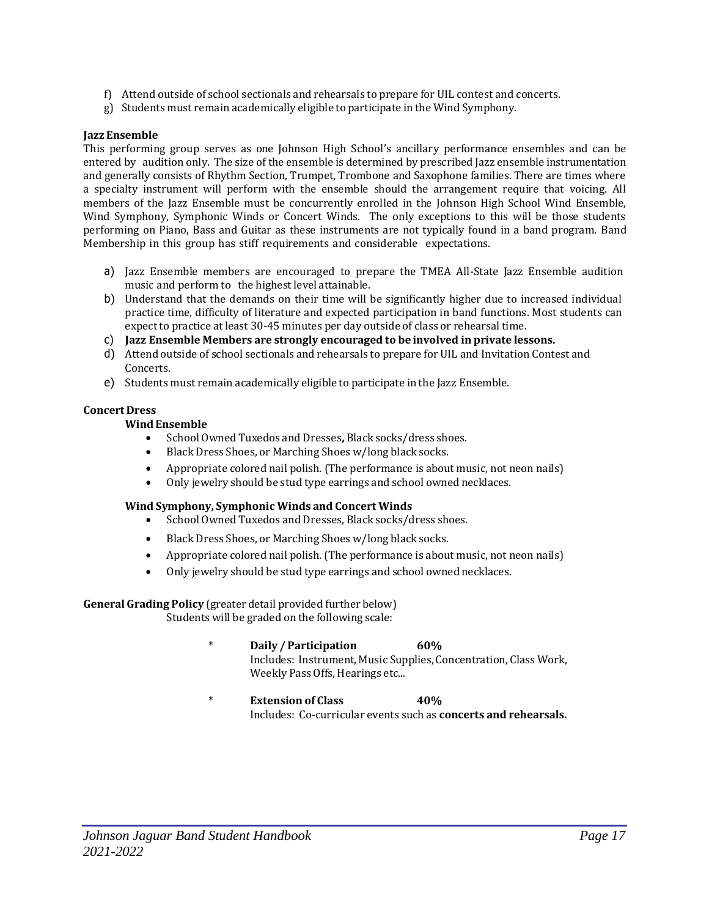f) Attend outside of school sectionals and rehearsals to prepare for UIL contest and concerts.
g) Students must remain academically eligible to participate in the Wind Symphony.

**Jazz Ensemble**

This performing group serves as one Johnson High School's ancillary performance ensembles and can be entered by audition only. The size of the ensemble is determined by prescribed Jazz ensemble instrumentation and generally consists of Rhythm Section, Trumpet, Trombone and Saxophone families. There are times where a specialty instrument will perform with the ensemble should the arrangement require that voicing. All members of the Jazz Ensemble must be concurrently enrolled in the Johnson High School Wind Ensemble, Wind Symphony, Symphonic Winds or Concert Winds. The only exceptions to this will be those students performing on Piano, Bass and Guitar as these instruments are not typically found in a band program. Band Membership in this group has stiff requirements and considerable expectations.

a) Jazz Ensemble members are encouraged to prepare the TMEA All-State Jazz Ensemble audition music and perform to the highest level attainable.
b) Understand that the demands on their time will be significantly higher due to increased individual practice time, difficulty of literature and expected participation in band functions. Most students can expect to practice at least 30-45 minutes per day outside of class or rehearsal time.
c) **Jazz Ensemble Members are strongly encouraged to be involved in private lessons.**
d) Attend outside of school sectionals and rehearsals to prepare for UIL and Invitation Contest and Concerts.
e) Students must remain academically eligible to participate in the Jazz Ensemble.

**Concert Dress**

**Wind Ensemble**

- School Owned Tuxedos and Dresses**,** Black socks/dress shoes.
- Black Dress Shoes, or Marching Shoes w/long black socks.
- Appropriate colored nail polish. (The performance is about music, not neon nails)
- Only jewelry should be stud type earrings and school owned necklaces.

**Wind Symphony, Symphonic Winds and Concert Winds**

- School Owned Tuxedos and Dresses, Black socks/dress shoes.
- Black Dress Shoes, or Marching Shoes w/long black socks.
- Appropriate colored nail polish. (The performance is about music, not neon nails)
- Only jewelry should be stud type earrings and school owned necklaces.

**General Grading Policy** (greater detail provided further below)
Students will be graded on the following scale:

\* **Daily / Participation** **60%**
Includes: Instrument, Music Supplies, Concentration, Class Work, Weekly Pass Offs, Hearings etc...

\* **Extension of Class** **40%**
Includes: Co-curricular events such as **concerts and rehearsals.**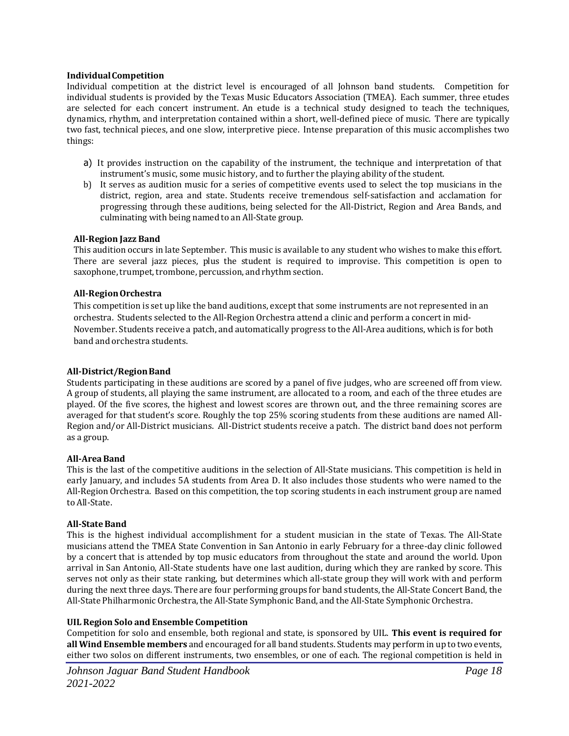**Individual Competition**

Individual competition at the district level is encouraged of all Johnson band students. Competition for individual students is provided by the Texas Music Educators Association (TMEA). Each summer, three etudes are selected for each concert instrument. An etude is a technical study designed to teach the techniques, dynamics, rhythm, and interpretation contained within a short, well-defined piece of music. There are typically two fast, technical pieces, and one slow, interpretive piece. Intense preparation of this music accomplishes two things:

a) It provides instruction on the capability of the instrument, the technique and interpretation of that instrument's music, some music history, and to further the playing ability of the student.
b) It serves as audition music for a series of competitive events used to select the top musicians in the district, region, area and state. Students receive tremendous self-satisfaction and acclamation for progressing through these auditions, being selected for the All-District, Region and Area Bands, and culminating with being named to an All-State group.

**All-Region Jazz Band**

This audition occurs in late September. This music is available to any student who wishes to make this effort. There are several jazz pieces, plus the student is required to improvise. This competition is open to saxophone, trumpet, trombone, percussion, and rhythm section.

**All-Region Orchestra**

This competition is set up like the band auditions, except that some instruments are not represented in an orchestra. Students selected to the All-Region Orchestra attend a clinic and perform a concert in mid-November. Students receive a patch, and automatically progress to the All-Area auditions, which is for both band and orchestra students.

**All-District/Region Band**

Students participating in these auditions are scored by a panel of five judges, who are screened off from view. A group of students, all playing the same instrument, are allocated to a room, and each of the three etudes are played. Of the five scores, the highest and lowest scores are thrown out, and the three remaining scores are averaged for that student's score. Roughly the top 25% scoring students from these auditions are named All-Region and/or All-District musicians. All-District students receive a patch. The district band does not perform as a group.

**All-Area Band**

This is the last of the competitive auditions in the selection of All-State musicians. This competition is held in early January, and includes 5A students from Area D. It also includes those students who were named to the All-Region Orchestra. Based on this competition, the top scoring students in each instrument group are named to All-State.

**All-State Band**

This is the highest individual accomplishment for a student musician in the state of Texas. The All-State musicians attend the TMEA State Convention in San Antonio in early February for a three-day clinic followed by a concert that is attended by top music educators from throughout the state and around the world. Upon arrival in San Antonio, All-State students have one last audition, during which they are ranked by score. This serves not only as their state ranking, but determines which all-state group they will work with and perform during the next three days. There are four performing groups for band students, the All-State Concert Band, the All-State Philharmonic Orchestra, the All-State Symphonic Band, and the All-State Symphonic Orchestra.

**UIL Region Solo and Ensemble Competition**

Competition for solo and ensemble, both regional and state, is sponsored by UIL. **This event is required for all Wind Ensemble members** and encouraged for all band students. Students may perform in up to two events, either two solos on different instruments, two ensembles, or one of each. The regional competition is held in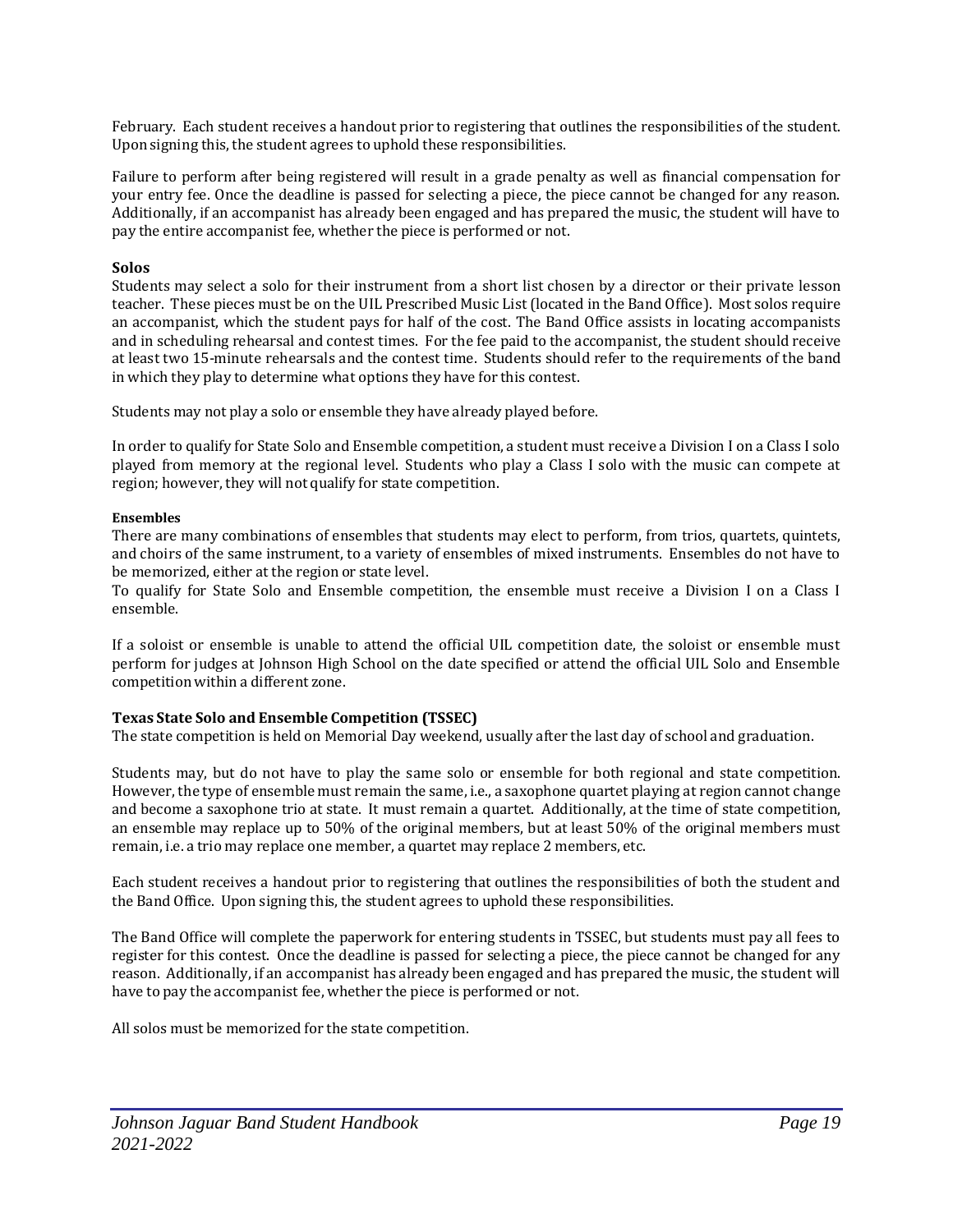February. Each student receives a handout prior to registering that outlines the responsibilities of the student. Upon signing this, the student agrees to uphold these responsibilities.

Failure to perform after being registered will result in a grade penalty as well as financial compensation for your entry fee. Once the deadline is passed for selecting a piece, the piece cannot be changed for any reason. Additionally, if an accompanist has already been engaged and has prepared the music, the student will have to pay the entire accompanist fee, whether the piece is performed or not.

**Solos**

Students may select a solo for their instrument from a short list chosen by a director or their private lesson teacher. These pieces must be on the UIL Prescribed Music List (located in the Band Office). Most solos require an accompanist, which the student pays for half of the cost. The Band Office assists in locating accompanists and in scheduling rehearsal and contest times. For the fee paid to the accompanist, the student should receive at least two 15-minute rehearsals and the contest time. Students should refer to the requirements of the band in which they play to determine what options they have for this contest.

Students may not play a solo or ensemble they have already played before.

In order to qualify for State Solo and Ensemble competition, a student must receive a Division I on a Class I solo played from memory at the regional level. Students who play a Class I solo with the music can compete at region; however, they will not qualify for state competition.

**Ensembles**

There are many combinations of ensembles that students may elect to perform, from trios, quartets, quintets, and choirs of the same instrument, to a variety of ensembles of mixed instruments. Ensembles do not have to be memorized, either at the region or state level.

To qualify for State Solo and Ensemble competition, the ensemble must receive a Division I on a Class I ensemble.

If a soloist or ensemble is unable to attend the official UIL competition date, the soloist or ensemble must perform for judges at Johnson High School on the date specified or attend the official UIL Solo and Ensemble competition within a different zone.

**Texas State Solo and Ensemble Competition (TSSEC)**

The state competition is held on Memorial Day weekend, usually after the last day of school and graduation.

Students may, but do not have to play the same solo or ensemble for both regional and state competition. However, the type of ensemble must remain the same, i.e., a saxophone quartet playing at region cannot change and become a saxophone trio at state. It must remain a quartet. Additionally, at the time of state competition, an ensemble may replace up to 50% of the original members, but at least 50% of the original members must remain, i.e. a trio may replace one member, a quartet may replace 2 members, etc.

Each student receives a handout prior to registering that outlines the responsibilities of both the student and the Band Office. Upon signing this, the student agrees to uphold these responsibilities.

The Band Office will complete the paperwork for entering students in TSSEC, but students must pay all fees to register for this contest. Once the deadline is passed for selecting a piece, the piece cannot be changed for any reason. Additionally, if an accompanist has already been engaged and has prepared the music, the student will have to pay the accompanist fee, whether the piece is performed or not.

All solos must be memorized for the state competition.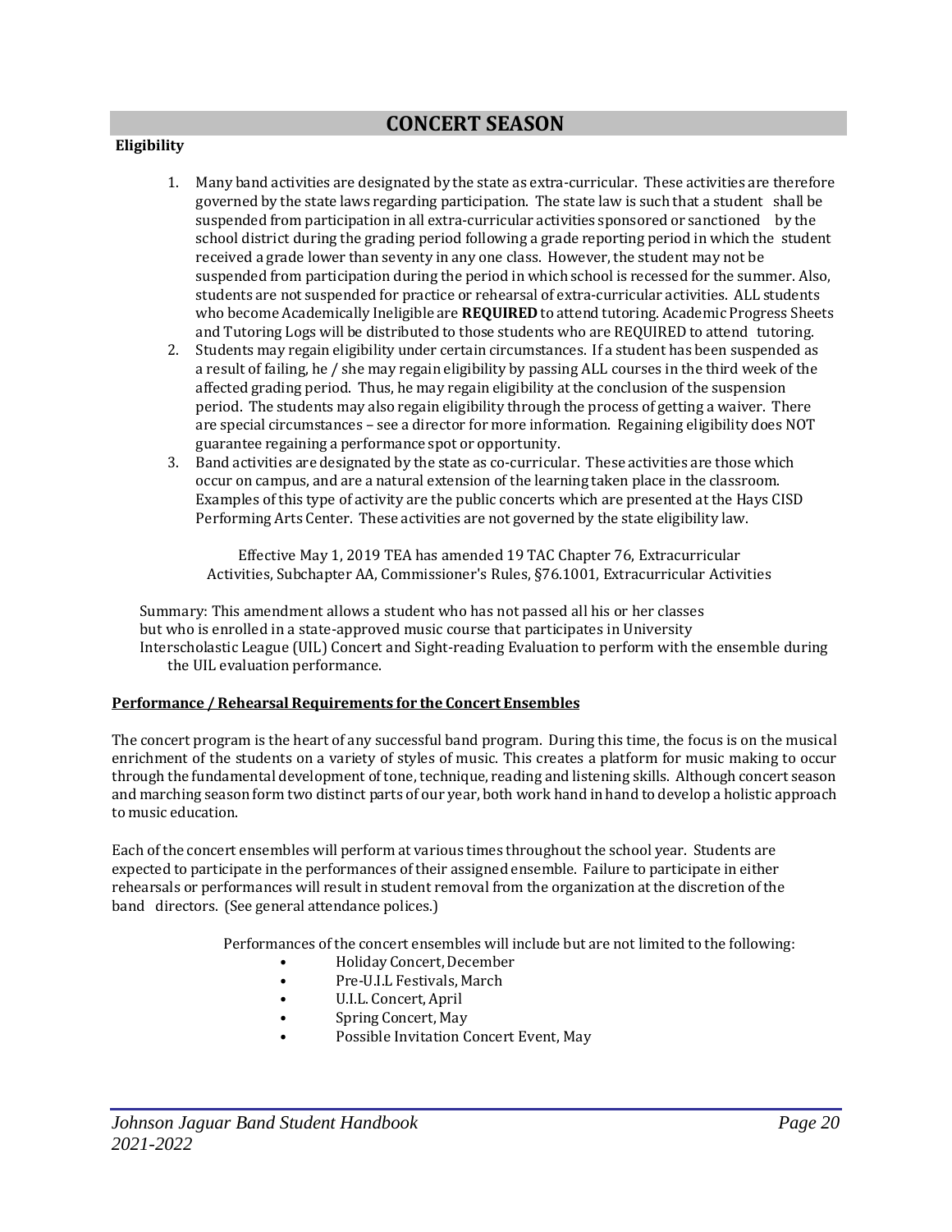# CONCERT SEASON

**Eligibility**

1. Many band activities are designated by the state as extra-curricular. These activities are therefore governed by the state laws regarding participation. The state law is such that a student shall be suspended from participation in all extra-curricular activities sponsored or sanctioned by the school district during the grading period following a grade reporting period in which the student received a grade lower than seventy in any one class. However, the student may not be suspended from participation during the period in which school is recessed for the summer. Also, students are not suspended for practice or rehearsal of extra-curricular activities. ALL students who become Academically Ineligible are **REQUIRED** to attend tutoring. Academic Progress Sheets and Tutoring Logs will be distributed to those students who are REQUIRED to attend tutoring.
2. Students may regain eligibility under certain circumstances. If a student has been suspended as a result of failing, he / she may regain eligibility by passing ALL courses in the third week of the affected grading period. Thus, he may regain eligibility at the conclusion of the suspension period. The students may also regain eligibility through the process of getting a waiver. There are special circumstances – see a director for more information. Regaining eligibility does NOT guarantee regaining a performance spot or opportunity.
3. Band activities are designated by the state as co-curricular. These activities are those which occur on campus, and are a natural extension of the learning taken place in the classroom. Examples of this type of activity are the public concerts which are presented at the Hays CISD Performing Arts Center. These activities are not governed by the state eligibility law.

Effective May 1, 2019 TEA has amended 19 TAC Chapter 76, Extracurricular Activities, Subchapter AA, Commissioner's Rules, §76.1001, Extracurricular Activities

Summary: This amendment allows a student who has not passed all his or her classes but who is enrolled in a state-approved music course that participates in University Interscholastic League (UIL) Concert and Sight-reading Evaluation to perform with the ensemble during the UIL evaluation performance.

**Performance / Rehearsal Requirements for the Concert Ensembles**

The concert program is the heart of any successful band program. During this time, the focus is on the musical enrichment of the students on a variety of styles of music. This creates a platform for music making to occur through the fundamental development of tone, technique, reading and listening skills. Although concert season and marching season form two distinct parts of our year, both work hand in hand to develop a holistic approach to music education.

Each of the concert ensembles will perform at various times throughout the school year. Students are expected to participate in the performances of their assigned ensemble. Failure to participate in either rehearsals or performances will result in student removal from the organization at the discretion of the band directors. (See general attendance polices.)

Performances of the concert ensembles will include but are not limited to the following:

- Holiday Concert, December
- Pre-U.I.L Festivals, March
- U.I.L. Concert, April
- Spring Concert, May
- Possible Invitation Concert Event, May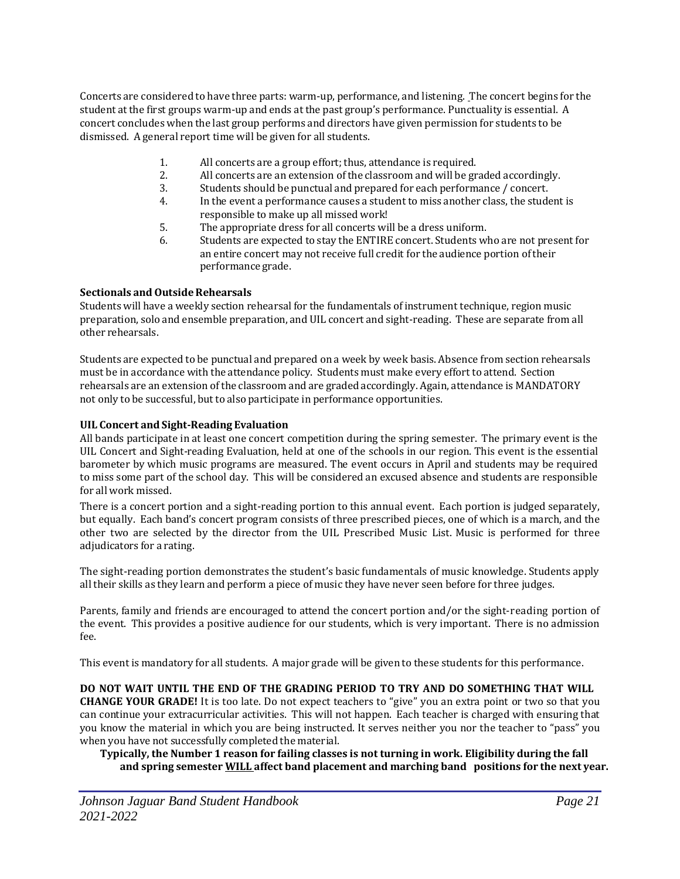Concerts are considered to have three parts: warm-up, performance, and listening. The concert begins for the student at the first groups warm-up and ends at the past group's performance. Punctuality is essential. A concert concludes when the last group performs and directors have given permission for students to be dismissed. A general report time will be given for all students.

1. All concerts are a group effort; thus, attendance is required.
2. All concerts are an extension of the classroom and will be graded accordingly.
3. Students should be punctual and prepared for each performance / concert.
4. In the event a performance causes a student to miss another class, the student is responsible to make up all missed work!
5. The appropriate dress for all concerts will be a dress uniform.
6. Students are expected to stay the ENTIRE concert. Students who are not present for an entire concert may not receive full credit for the audience portion of their performance grade.

**Sectionals and Outside Rehearsals**

Students will have a weekly section rehearsal for the fundamentals of instrument technique, region music preparation, solo and ensemble preparation, and UIL concert and sight-reading. These are separate from all other rehearsals.

Students are expected to be punctual and prepared on a week by week basis. Absence from section rehearsals must be in accordance with the attendance policy. Students must make every effort to attend. Section rehearsals are an extension of the classroom and are graded accordingly. Again, attendance is MANDATORY not only to be successful, but to also participate in performance opportunities.

**UIL Concert and Sight-Reading Evaluation**

All bands participate in at least one concert competition during the spring semester. The primary event is the UIL Concert and Sight-reading Evaluation, held at one of the schools in our region. This event is the essential barometer by which music programs are measured. The event occurs in April and students may be required to miss some part of the school day. This will be considered an excused absence and students are responsible for all work missed.

There is a concert portion and a sight-reading portion to this annual event. Each portion is judged separately, but equally. Each band's concert program consists of three prescribed pieces, one of which is a march, and the other two are selected by the director from the UIL Prescribed Music List. Music is performed for three adjudicators for a rating.

The sight-reading portion demonstrates the student's basic fundamentals of music knowledge. Students apply all their skills as they learn and perform a piece of music they have never seen before for three judges.

Parents, family and friends are encouraged to attend the concert portion and/or the sight-reading portion of the event. This provides a positive audience for our students, which is very important. There is no admission fee.

This event is mandatory for all students. A major grade will be given to these students for this performance.

**DO NOT WAIT UNTIL THE END OF THE GRADING PERIOD TO TRY AND DO SOMETHING THAT WILL CHANGE YOUR GRADE!** It is too late. Do not expect teachers to "give" you an extra point or two so that you can continue your extracurricular activities. This will not happen. Each teacher is charged with ensuring that you know the material in which you are being instructed. It serves neither you nor the teacher to "pass" you when you have not successfully completed the material.

**Typically, the Number 1 reason for failing classes is not turning in work. Eligibility during the fall and spring semester WILL affect band placement and marching band positions for the next year.**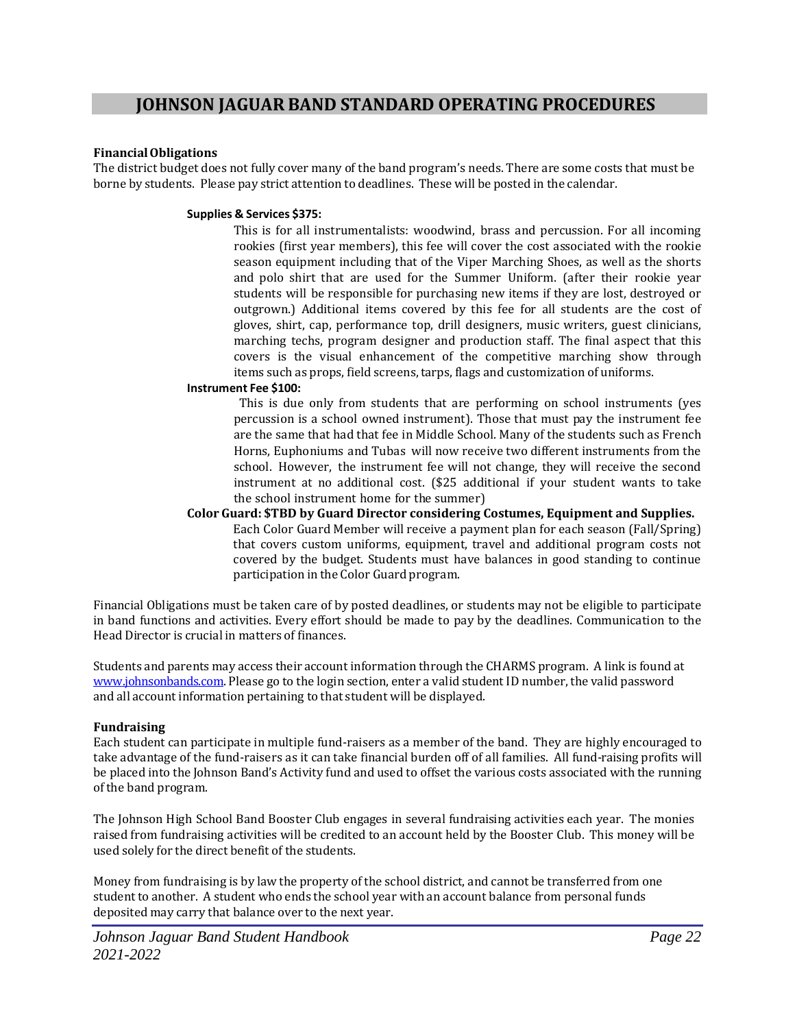# JOHNSON JAGUAR BAND STANDARD OPERATING PROCEDURES

**Financial Obligations**

The district budget does not fully cover many of the band program's needs. There are some costs that must be borne by students. Please pay strict attention to deadlines. These will be posted in the calendar.

**Supplies & Services $375:**

This is for all instrumentalists: woodwind, brass and percussion. For all incoming rookies (first year members), this fee will cover the cost associated with the rookie season equipment including that of the Viper Marching Shoes, as well as the shorts and polo shirt that are used for the Summer Uniform. (after their rookie year students will be responsible for purchasing new items if they are lost, destroyed or outgrown.) Additional items covered by this fee for all students are the cost of gloves, shirt, cap, performance top, drill designers, music writers, guest clinicians, marching techs, program designer and production staff. The final aspect that this covers is the visual enhancement of the competitive marching show through items such as props, field screens, tarps, flags and customization of uniforms.

**Instrument Fee $100:**

This is due only from students that are performing on school instruments (yes percussion is a school owned instrument). Those that must pay the instrument fee are the same that had that fee in Middle School. Many of the students such as French Horns, Euphoniums and Tubas will now receive two different instruments from the school. However, the instrument fee will not change, they will receive the second instrument at no additional cost. ($25 additional if your student wants to take the school instrument home for the summer)

**Color Guard: $TBD by Guard Director considering Costumes, Equipment and Supplies.**

Each Color Guard Member will receive a payment plan for each season (Fall/Spring) that covers custom uniforms, equipment, travel and additional program costs not covered by the budget. Students must have balances in good standing to continue participation in the Color Guard program.

Financial Obligations must be taken care of by posted deadlines, or students may not be eligible to participate in band functions and activities. Every effort should be made to pay by the deadlines. Communication to the Head Director is crucial in matters of finances.

Students and parents may access their account information through the CHARMS program. A link is found at www.johnsonbands.com. Please go to the login section, enter a valid student ID number, the valid password and all account information pertaining to that student will be displayed.

**Fundraising**

Each student can participate in multiple fund-raisers as a member of the band. They are highly encouraged to take advantage of the fund-raisers as it can take financial burden off of all families. All fund-raising profits will be placed into the Johnson Band's Activity fund and used to offset the various costs associated with the running of the band program.

The Johnson High School Band Booster Club engages in several fundraising activities each year. The monies raised from fundraising activities will be credited to an account held by the Booster Club. This money will be used solely for the direct benefit of the students.

Money from fundraising is by law the property of the school district, and cannot be transferred from one student to another. A student who ends the school year with an account balance from personal funds deposited may carry that balance over to the next year.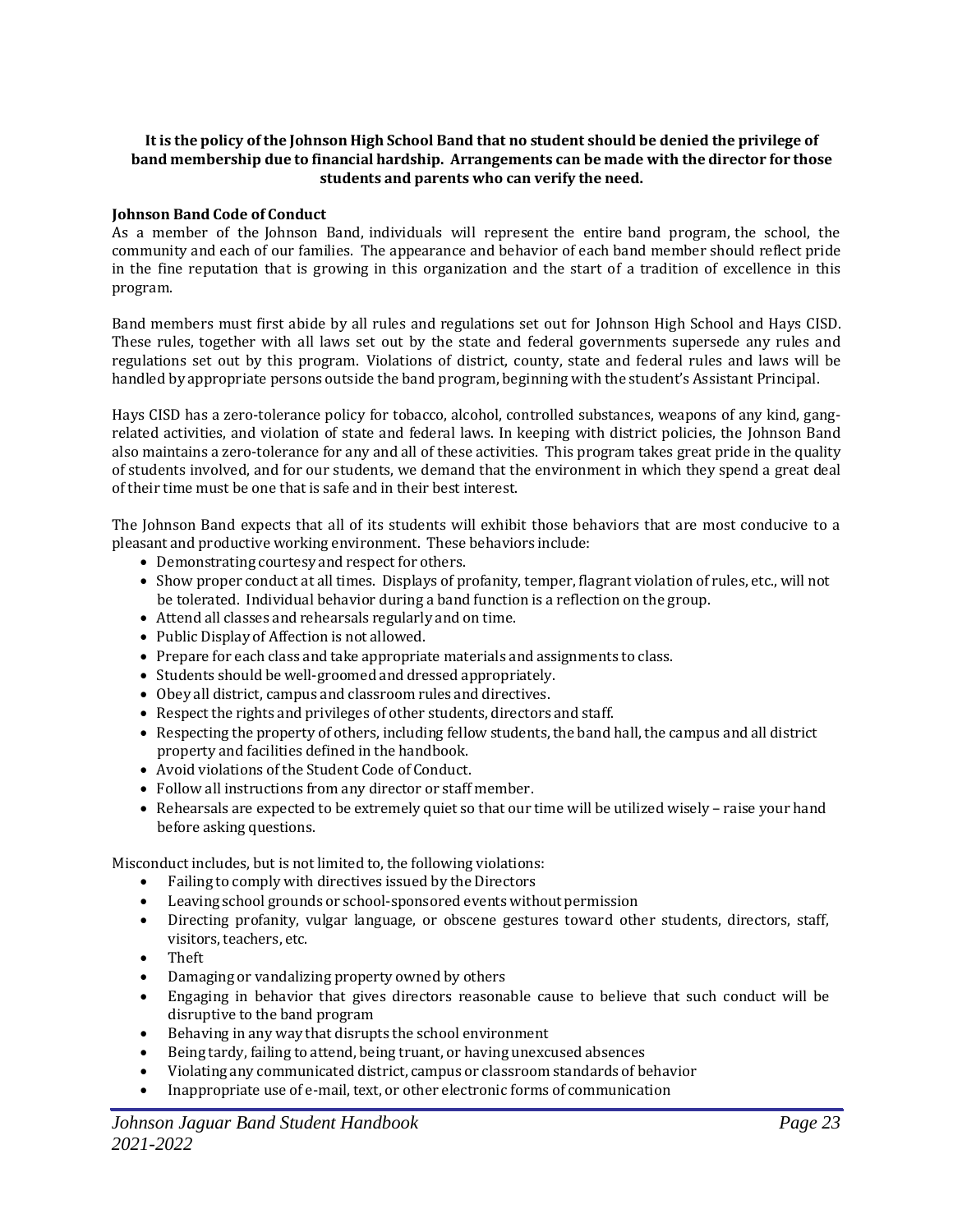**It is the policy of the Johnson High School Band that no student should be denied the privilege of band membership due to financial hardship. Arrangements can be made with the director for those students and parents who can verify the need.**

**Johnson Band Code of Conduct**

As a member of the Johnson Band, individuals will represent the entire band program, the school, the community and each of our families. The appearance and behavior of each band member should reflect pride in the fine reputation that is growing in this organization and the start of a tradition of excellence in this program.

Band members must first abide by all rules and regulations set out for Johnson High School and Hays CISD. These rules, together with all laws set out by the state and federal governments supersede any rules and regulations set out by this program. Violations of district, county, state and federal rules and laws will be handled by appropriate persons outside the band program, beginning with the student's Assistant Principal.

Hays CISD has a zero-tolerance policy for tobacco, alcohol, controlled substances, weapons of any kind, gang-related activities, and violation of state and federal laws. In keeping with district policies, the Johnson Band also maintains a zero-tolerance for any and all of these activities. This program takes great pride in the quality of students involved, and for our students, we demand that the environment in which they spend a great deal of their time must be one that is safe and in their best interest.

The Johnson Band expects that all of its students will exhibit those behaviors that are most conducive to a pleasant and productive working environment. These behaviors include:

- Demonstrating courtesy and respect for others.
- Show proper conduct at all times. Displays of profanity, temper, flagrant violation of rules, etc., will not be tolerated. Individual behavior during a band function is a reflection on the group.
- Attend all classes and rehearsals regularly and on time.
- Public Display of Affection is not allowed.
- Prepare for each class and take appropriate materials and assignments to class.
- Students should be well-groomed and dressed appropriately.
- Obey all district, campus and classroom rules and directives.
- Respect the rights and privileges of other students, directors and staff.
- Respecting the property of others, including fellow students, the band hall, the campus and all district property and facilities defined in the handbook.
- Avoid violations of the Student Code of Conduct.
- Follow all instructions from any director or staff member.
- Rehearsals are expected to be extremely quiet so that our time will be utilized wisely – raise your hand before asking questions.

Misconduct includes, but is not limited to, the following violations:

- Failing to comply with directives issued by the Directors
- Leaving school grounds or school-sponsored events without permission
- Directing profanity, vulgar language, or obscene gestures toward other students, directors, staff, visitors, teachers, etc.
- Theft
- Damaging or vandalizing property owned by others
- Engaging in behavior that gives directors reasonable cause to believe that such conduct will be disruptive to the band program
- Behaving in any way that disrupts the school environment
- Being tardy, failing to attend, being truant, or having unexcused absences
- Violating any communicated district, campus or classroom standards of behavior
- Inappropriate use of e-mail, text, or other electronic forms of communication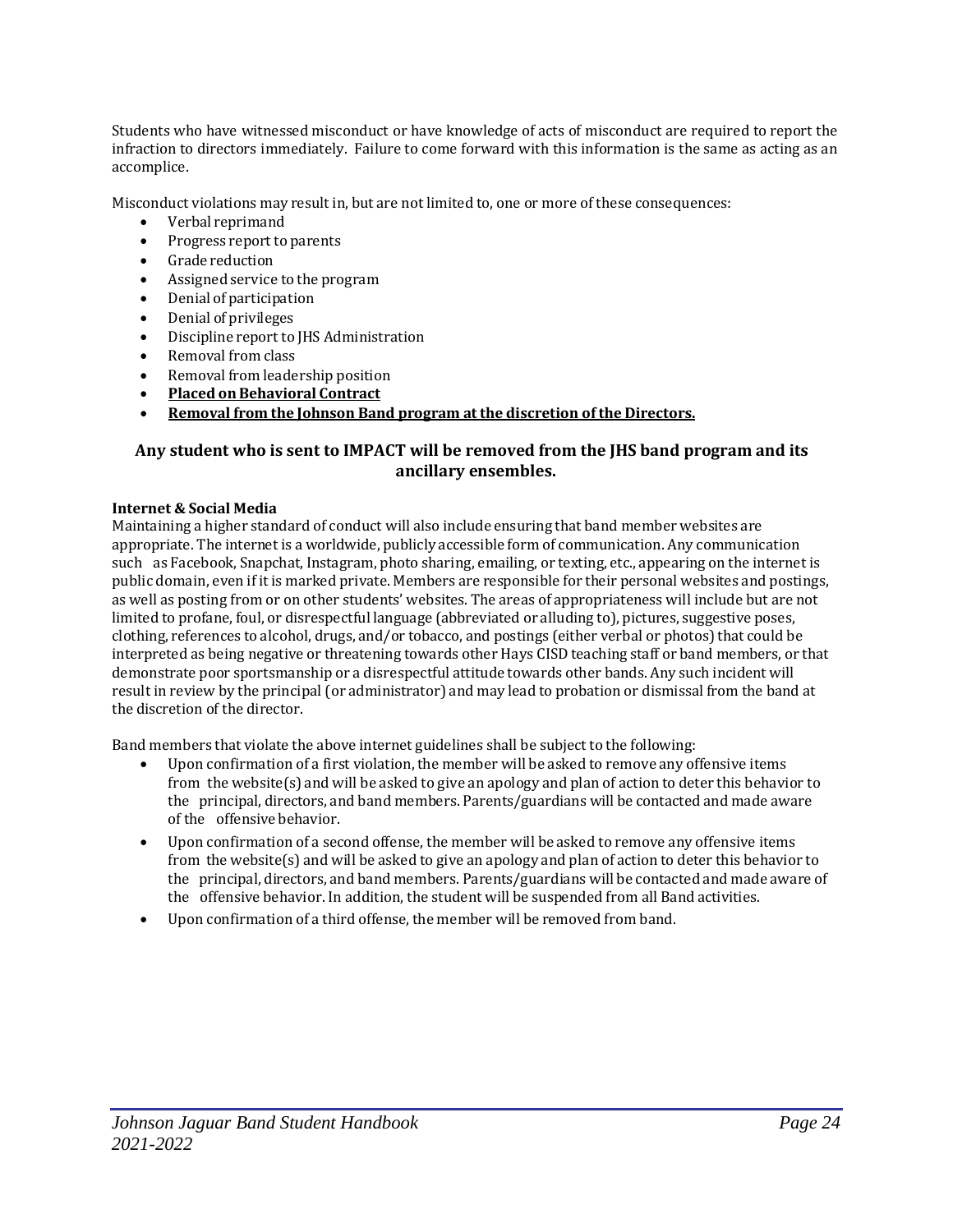Students who have witnessed misconduct or have knowledge of acts of misconduct are required to report the infraction to directors immediately. Failure to come forward with this information is the same as acting as an accomplice.

Misconduct violations may result in, but are not limited to, one or more of these consequences:

- Verbal reprimand
- Progress report to parents
- Grade reduction
- Assigned service to the program
- Denial of participation
- Denial of privileges
- Discipline report to JHS Administration
- Removal from class
- Removal from leadership position
- <u>**Placed on Behavioral Contract**</u>
- <u>**Removal from the Johnson Band program at the discretion of the Directors.**</u>

### Any student who is sent to IMPACT will be removed from the JHS band program and its ancillary ensembles.

**Internet & Social Media**

Maintaining a higher standard of conduct will also include ensuring that band member websites are appropriate. The internet is a worldwide, publicly accessible form of communication. Any communication such as Facebook, Snapchat, Instagram, photo sharing, emailing, or texting, etc., appearing on the internet is public domain, even if it is marked private. Members are responsible for their personal websites and postings, as well as posting from or on other students' websites. The areas of appropriateness will include but are not limited to profane, foul, or disrespectful language (abbreviated or alluding to), pictures, suggestive poses, clothing, references to alcohol, drugs, and/or tobacco, and postings (either verbal or photos) that could be interpreted as being negative or threatening towards other Hays CISD teaching staff or band members, or that demonstrate poor sportsmanship or a disrespectful attitude towards other bands. Any such incident will result in review by the principal (or administrator) and may lead to probation or dismissal from the band at the discretion of the director.

Band members that violate the above internet guidelines shall be subject to the following:

- Upon confirmation of a first violation, the member will be asked to remove any offensive items from the website(s) and will be asked to give an apology and plan of action to deter this behavior to the principal, directors, and band members. Parents/guardians will be contacted and made aware of the offensive behavior.
- Upon confirmation of a second offense, the member will be asked to remove any offensive items from the website(s) and will be asked to give an apology and plan of action to deter this behavior to the principal, directors, and band members. Parents/guardians will be contacted and made aware of the offensive behavior. In addition, the student will be suspended from all Band activities.
- Upon confirmation of a third offense, the member will be removed from band.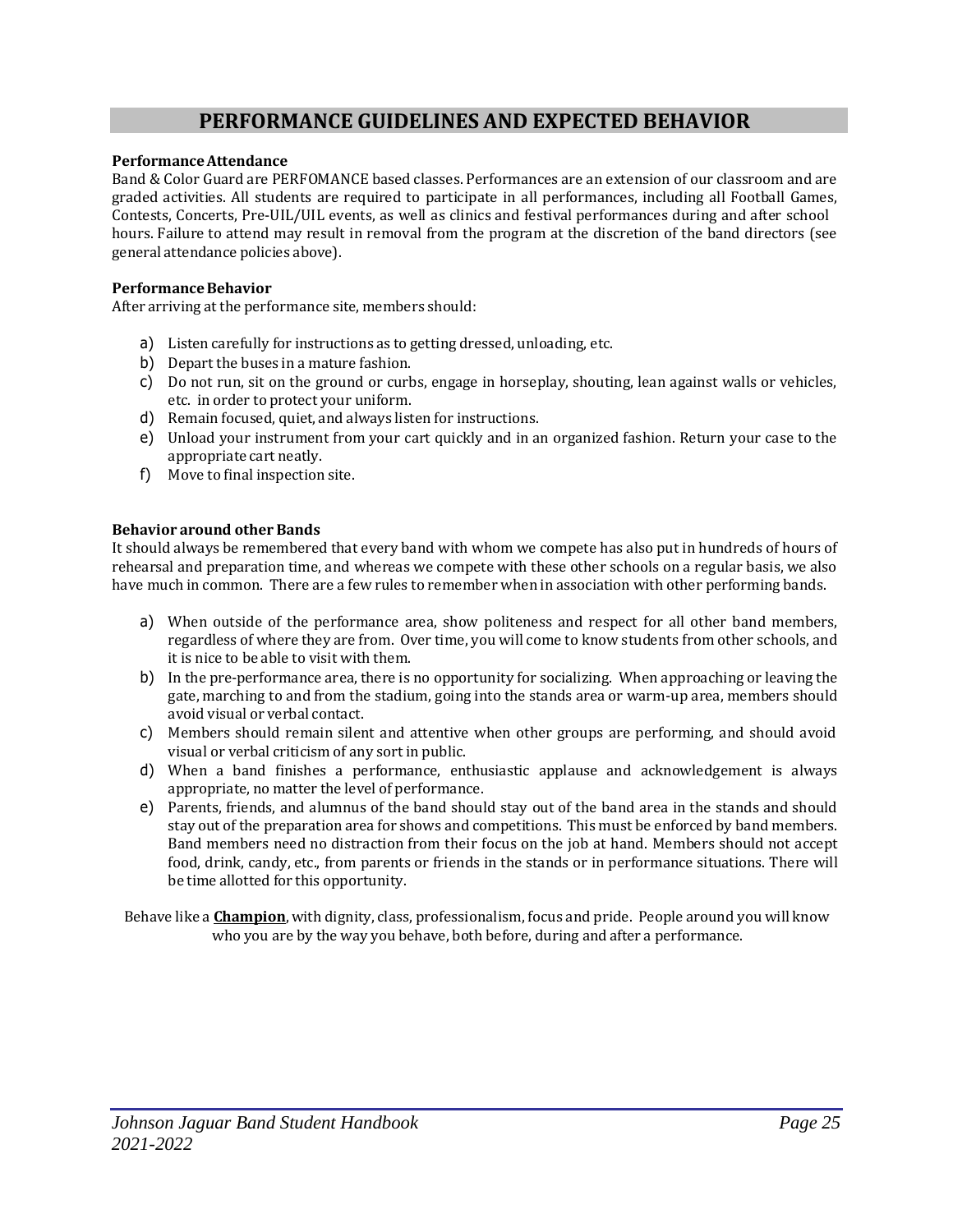## PERFORMANCE GUIDELINES AND EXPECTED BEHAVIOR

**Performance Attendance**

Band & Color Guard are PERFOMANCE based classes. Performances are an extension of our classroom and are graded activities. All students are required to participate in all performances, including all Football Games, Contests, Concerts, Pre-UIL/UIL events, as well as clinics and festival performances during and after school hours. Failure to attend may result in removal from the program at the discretion of the band directors (see general attendance policies above).

**Performance Behavior**

After arriving at the performance site, members should:

a) Listen carefully for instructions as to getting dressed, unloading, etc.
b) Depart the buses in a mature fashion.
c) Do not run, sit on the ground or curbs, engage in horseplay, shouting, lean against walls or vehicles, etc. in order to protect your uniform.
d) Remain focused, quiet, and always listen for instructions.
e) Unload your instrument from your cart quickly and in an organized fashion. Return your case to the appropriate cart neatly.
f) Move to final inspection site.

**Behavior around other Bands**

It should always be remembered that every band with whom we compete has also put in hundreds of hours of rehearsal and preparation time, and whereas we compete with these other schools on a regular basis, we also have much in common. There are a few rules to remember when in association with other performing bands.

a) When outside of the performance area, show politeness and respect for all other band members, regardless of where they are from. Over time, you will come to know students from other schools, and it is nice to be able to visit with them.
b) In the pre-performance area, there is no opportunity for socializing. When approaching or leaving the gate, marching to and from the stadium, going into the stands area or warm-up area, members should avoid visual or verbal contact.
c) Members should remain silent and attentive when other groups are performing, and should avoid visual or verbal criticism of any sort in public.
d) When a band finishes a performance, enthusiastic applause and acknowledgement is always appropriate, no matter the level of performance.
e) Parents, friends, and alumnus of the band should stay out of the band area in the stands and should stay out of the preparation area for shows and competitions. This must be enforced by band members. Band members need no distraction from their focus on the job at hand. Members should not accept food, drink, candy, etc., from parents or friends in the stands or in performance situations. There will be time allotted for this opportunity.

Behave like a **Champion**, with dignity, class, professionalism, focus and pride. People around you will know who you are by the way you behave, both before, during and after a performance.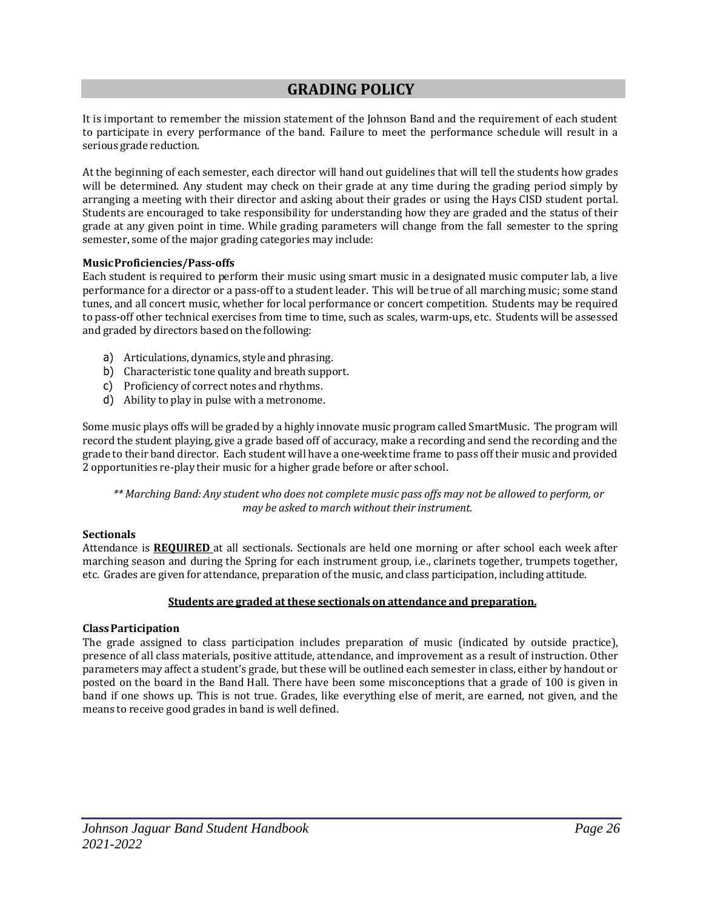## GRADING POLICY

It is important to remember the mission statement of the Johnson Band and the requirement of each student to participate in every performance of the band. Failure to meet the performance schedule will result in a serious grade reduction.

At the beginning of each semester, each director will hand out guidelines that will tell the students how grades will be determined. Any student may check on their grade at any time during the grading period simply by arranging a meeting with their director and asking about their grades or using the Hays CISD student portal. Students are encouraged to take responsibility for understanding how they are graded and the status of their grade at any given point in time. While grading parameters will change from the fall semester to the spring semester, some of the major grading categories may include:

**Music Proficiencies/Pass-offs**
Each student is required to perform their music using smart music in a designated music computer lab, a live performance for a director or a pass-off to a student leader. This will be true of all marching music; some stand tunes, and all concert music, whether for local performance or concert competition. Students may be required to pass-off other technical exercises from time to time, such as scales, warm-ups, etc. Students will be assessed and graded by directors based on the following:

a) Articulations, dynamics, style and phrasing.
b) Characteristic tone quality and breath support.
c) Proficiency of correct notes and rhythms.
d) Ability to play in pulse with a metronome.

Some music plays offs will be graded by a highly innovate music program called SmartMusic. The program will record the student playing, give a grade based off of accuracy, make a recording and send the recording and the grade to their band director. Each student will have a one-week time frame to pass off their music and provided 2 opportunities re-play their music for a higher grade before or after school.

*\*\* Marching Band: Any student who does not complete music pass offs may not be allowed to perform, or may be asked to march without their instrument.*

**Sectionals**
Attendance is **<u>REQUIRED</u>** at all sectionals. Sectionals are held one morning or after school each week after marching season and during the Spring for each instrument group, i.e., clarinets together, trumpets together, etc. Grades are given for attendance, preparation of the music, and class participation, including attitude.

**<u>Students are graded at these sectionals on attendance and preparation.</u>**

**Class Participation**
The grade assigned to class participation includes preparation of music (indicated by outside practice), presence of all class materials, positive attitude, attendance, and improvement as a result of instruction. Other parameters may affect a student's grade, but these will be outlined each semester in class, either by handout or posted on the board in the Band Hall. There have been some misconceptions that a grade of 100 is given in band if one shows up. This is not true. Grades, like everything else of merit, are earned, not given, and the means to receive good grades in band is well defined.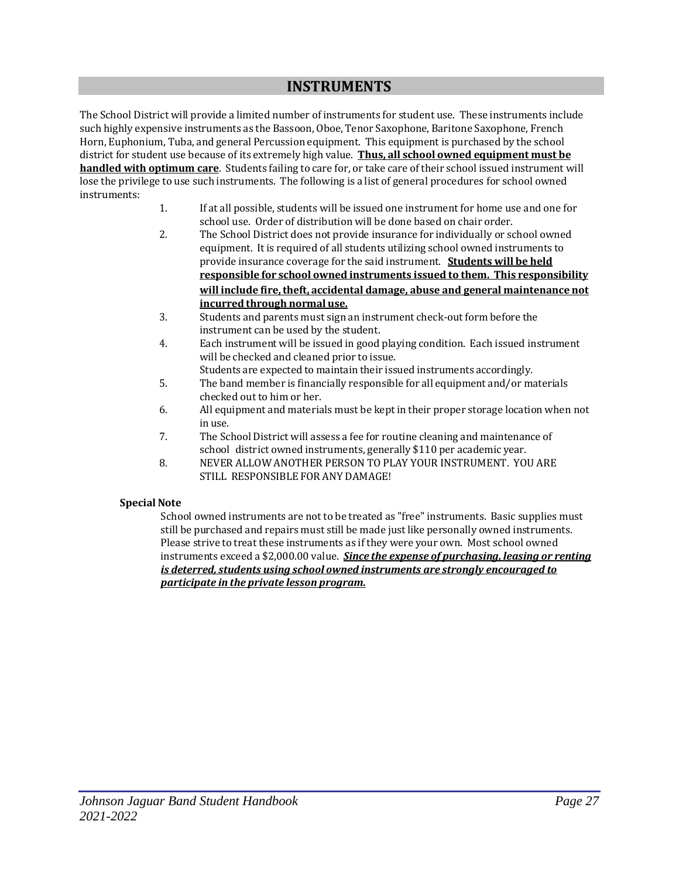# INSTRUMENTS

The School District will provide a limited number of instruments for student use. These instruments include such highly expensive instruments as the Bassoon, Oboe, Tenor Saxophone, Baritone Saxophone, French Horn, Euphonium, Tuba, and general Percussion equipment. This equipment is purchased by the school district for student use because of its extremely high value. **Thus, all school owned equipment must be handled with optimum care**. Students failing to care for, or take care of their school issued instrument will lose the privilege to use such instruments. The following is a list of general procedures for school owned instruments:

1. If at all possible, students will be issued one instrument for home use and one for school use. Order of distribution will be done based on chair order.
2. The School District does not provide insurance for individually or school owned equipment. It is required of all students utilizing school owned instruments to provide insurance coverage for the said instrument. **Students will be held responsible for school owned instruments issued to them. This responsibility will include fire, theft, accidental damage, abuse and general maintenance not incurred through normal use.**
3. Students and parents must sign an instrument check-out form before the instrument can be used by the student.
4. Each instrument will be issued in good playing condition. Each issued instrument will be checked and cleaned prior to issue.
   Students are expected to maintain their issued instruments accordingly.
5. The band member is financially responsible for all equipment and/or materials checked out to him or her.
6. All equipment and materials must be kept in their proper storage location when not in use.
7. The School District will assess a fee for routine cleaning and maintenance of school district owned instruments, generally $110 per academic year.
8. NEVER ALLOW ANOTHER PERSON TO PLAY YOUR INSTRUMENT. YOU ARE STILL RESPONSIBLE FOR ANY DAMAGE!

**Special Note**

School owned instruments are not to be treated as "free" instruments. Basic supplies must still be purchased and repairs must still be made just like personally owned instruments. Please strive to treat these instruments as if they were your own. Most school owned instruments exceed a $2,000.00 value. ***Since the expense of purchasing, leasing or renting is deterred, students using school owned instruments are strongly encouraged to participate in the private lesson program.***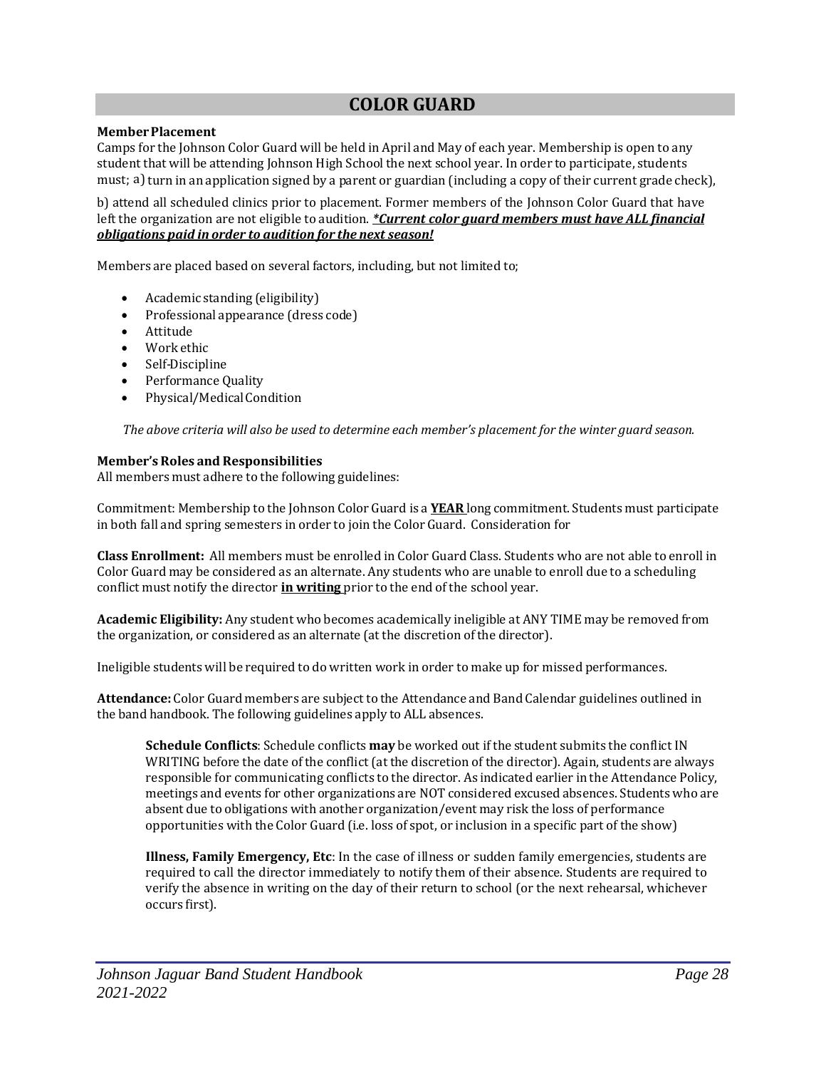# COLOR GUARD

**Member Placement**

Camps for the Johnson Color Guard will be held in April and May of each year. Membership is open to any student that will be attending Johnson High School the next school year. In order to participate, students must; a) turn in an application signed by a parent or guardian (including a copy of their current grade check),

b) attend all scheduled clinics prior to placement. Former members of the Johnson Color Guard that have left the organization are not eligible to audition. ***\*Current color guard members must have ALL financial obligations paid in order to audition for the next season!***

Members are placed based on several factors, including, but not limited to;

- Academic standing (eligibility)
- Professional appearance (dress code)
- Attitude
- Work ethic
- Self-Discipline
- Performance Quality
- Physical/Medical Condition

*The above criteria will also be used to determine each member's placement for the winter guard season.*

**Member's Roles and Responsibilities**

All members must adhere to the following guidelines:

Commitment: Membership to the Johnson Color Guard is a **YEAR** long commitment. Students must participate in both fall and spring semesters in order to join the Color Guard. Consideration for

**Class Enrollment:** All members must be enrolled in Color Guard Class. Students who are not able to enroll in Color Guard may be considered as an alternate. Any students who are unable to enroll due to a scheduling conflict must notify the director **in writing** prior to the end of the school year.

**Academic Eligibility:** Any student who becomes academically ineligible at ANY TIME may be removed from the organization, or considered as an alternate (at the discretion of the director).

Ineligible students will be required to do written work in order to make up for missed performances.

**Attendance:** Color Guard members are subject to the Attendance and Band Calendar guidelines outlined in the band handbook. The following guidelines apply to ALL absences.

> **Schedule Conflicts**: Schedule conflicts **may** be worked out if the student submits the conflict IN WRITING before the date of the conflict (at the discretion of the director). Again, students are always responsible for communicating conflicts to the director. As indicated earlier in the Attendance Policy, meetings and events for other organizations are NOT considered excused absences. Students who are absent due to obligations with another organization/event may risk the loss of performance opportunities with the Color Guard (i.e. loss of spot, or inclusion in a specific part of the show)
>
> **Illness, Family Emergency, Etc**: In the case of illness or sudden family emergencies, students are required to call the director immediately to notify them of their absence. Students are required to verify the absence in writing on the day of their return to school (or the next rehearsal, whichever occurs first).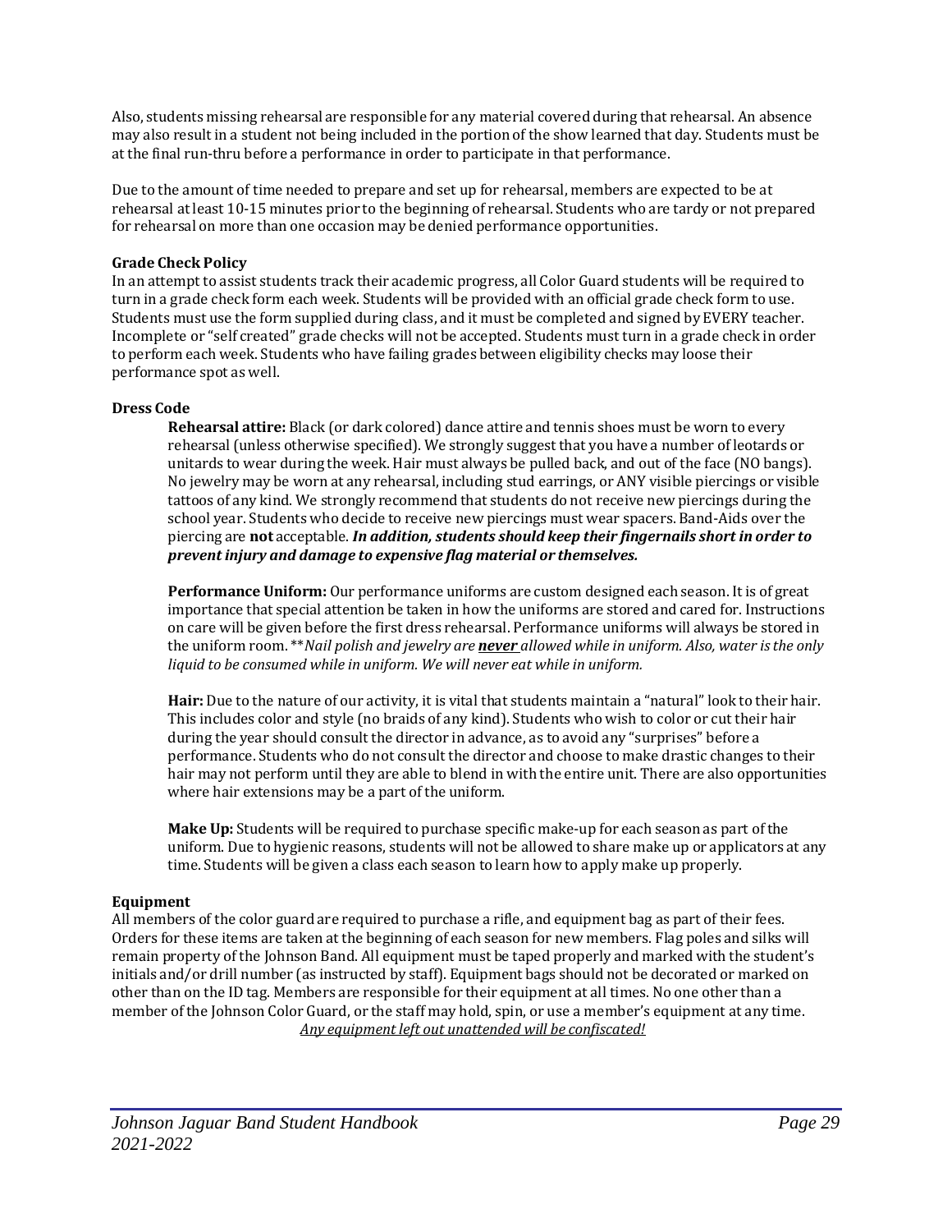Also, students missing rehearsal are responsible for any material covered during that rehearsal. An absence may also result in a student not being included in the portion of the show learned that day. Students must be at the final run-thru before a performance in order to participate in that performance.

Due to the amount of time needed to prepare and set up for rehearsal, members are expected to be at rehearsal at least 10-15 minutes prior to the beginning of rehearsal. Students who are tardy or not prepared for rehearsal on more than one occasion may be denied performance opportunities.

**Grade Check Policy**

In an attempt to assist students track their academic progress, all Color Guard students will be required to turn in a grade check form each week. Students will be provided with an official grade check form to use. Students must use the form supplied during class, and it must be completed and signed by EVERY teacher. Incomplete or "self created" grade checks will not be accepted. Students must turn in a grade check in order to perform each week. Students who have failing grades between eligibility checks may loose their performance spot as well.

**Dress Code**

**Rehearsal attire:** Black (or dark colored) dance attire and tennis shoes must be worn to every rehearsal (unless otherwise specified). We strongly suggest that you have a number of leotards or unitards to wear during the week. Hair must always be pulled back, and out of the face (NO bangs). No jewelry may be worn at any rehearsal, including stud earrings, or ANY visible piercings or visible tattoos of any kind. We strongly recommend that students do not receive new piercings during the school year. Students who decide to receive new piercings must wear spacers. Band-Aids over the piercing are **not** acceptable. ***In addition, students should keep their fingernails short in order to prevent injury and damage to expensive flag material or themselves.***

**Performance Uniform:** Our performance uniforms are custom designed each season. It is of great importance that special attention be taken in how the uniforms are stored and cared for. Instructions on care will be given before the first dress rehearsal. Performance uniforms will always be stored in the uniform room. \*\**Nail polish and jewelry are* ***<u>never</u>*** *allowed while in uniform. Also, water is the only liquid to be consumed while in uniform. We will never eat while in uniform.*

**Hair:** Due to the nature of our activity, it is vital that students maintain a "natural" look to their hair. This includes color and style (no braids of any kind). Students who wish to color or cut their hair during the year should consult the director in advance, as to avoid any "surprises" before a performance. Students who do not consult the director and choose to make drastic changes to their hair may not perform until they are able to blend in with the entire unit. There are also opportunities where hair extensions may be a part of the uniform.

**Make Up:** Students will be required to purchase specific make-up for each season as part of the uniform. Due to hygienic reasons, students will not be allowed to share make up or applicators at any time. Students will be given a class each season to learn how to apply make up properly.

**Equipment**

All members of the color guard are required to purchase a rifle, and equipment bag as part of their fees. Orders for these items are taken at the beginning of each season for new members. Flag poles and silks will remain property of the Johnson Band. All equipment must be taped properly and marked with the student's initials and/or drill number (as instructed by staff). Equipment bags should not be decorated or marked on other than on the ID tag. Members are responsible for their equipment at all times. No one other than a member of the Johnson Color Guard, or the staff may hold, spin, or use a member's equipment at any time.

*<u>Any equipment left out unattended will be confiscated!</u>*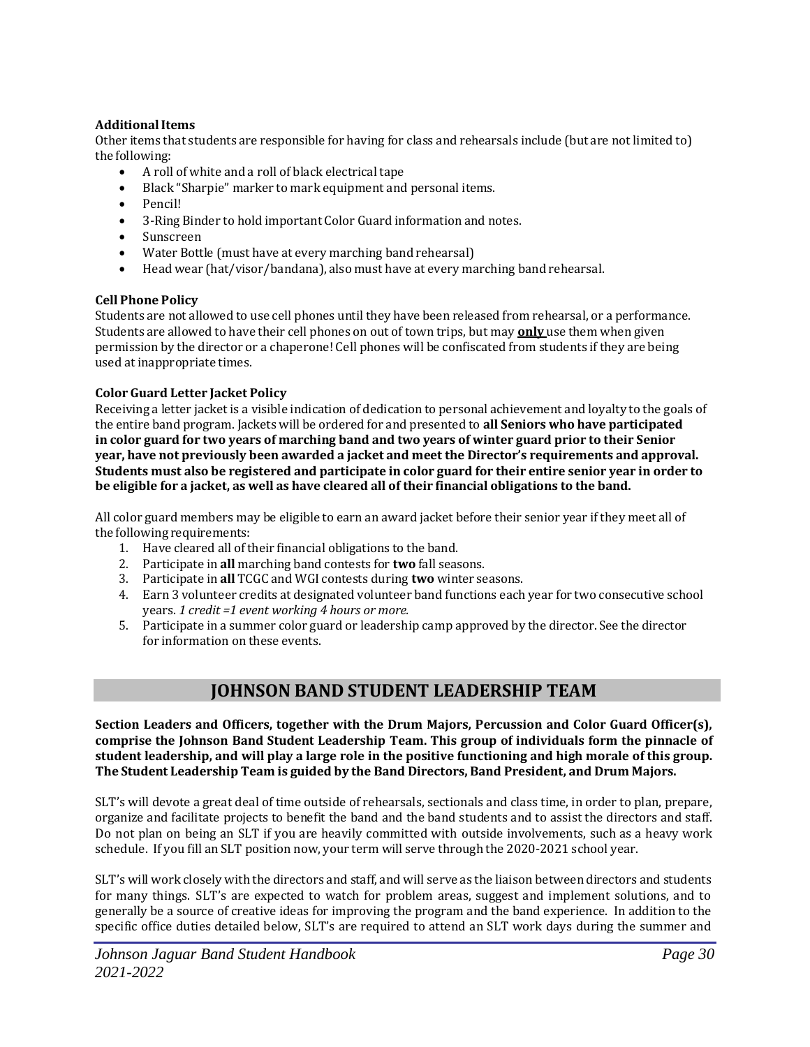**Additional Items**

Other items that students are responsible for having for class and rehearsals include (but are not limited to) the following:

- A roll of white and a roll of black electrical tape
- Black "Sharpie" marker to mark equipment and personal items.
- Pencil!
- 3-Ring Binder to hold important Color Guard information and notes.
- Sunscreen
- Water Bottle (must have at every marching band rehearsal)
- Head wear (hat/visor/bandana), also must have at every marching band rehearsal.

**Cell Phone Policy**

Students are not allowed to use cell phones until they have been released from rehearsal, or a performance. Students are allowed to have their cell phones on out of town trips, but may **only** use them when given permission by the director or a chaperone! Cell phones will be confiscated from students if they are being used at inappropriate times.

**Color Guard Letter Jacket Policy**

Receiving a letter jacket is a visible indication of dedication to personal achievement and loyalty to the goals of the entire band program. Jackets will be ordered for and presented to **all Seniors who have participated in color guard for two years of marching band and two years of winter guard prior to their Senior year, have not previously been awarded a jacket and meet the Director's requirements and approval. Students must also be registered and participate in color guard for their entire senior year in order to be eligible for a jacket, as well as have cleared all of their financial obligations to the band.**

All color guard members may be eligible to earn an award jacket before their senior year if they meet all of the following requirements:

1. Have cleared all of their financial obligations to the band.
2. Participate in **all** marching band contests for **two** fall seasons.
3. Participate in **all** TCGC and WGI contests during **two** winter seasons.
4. Earn 3 volunteer credits at designated volunteer band functions each year for two consecutive school years. *1 credit =1 event working 4 hours or more.*
5. Participate in a summer color guard or leadership camp approved by the director. See the director for information on these events.

## JOHNSON BAND STUDENT LEADERSHIP TEAM

**Section Leaders and Officers, together with the Drum Majors, Percussion and Color Guard Officer(s), comprise the Johnson Band Student Leadership Team. This group of individuals form the pinnacle of student leadership, and will play a large role in the positive functioning and high morale of this group. The Student Leadership Team is guided by the Band Directors, Band President, and Drum Majors.**

SLT's will devote a great deal of time outside of rehearsals, sectionals and class time, in order to plan, prepare, organize and facilitate projects to benefit the band and the band students and to assist the directors and staff. Do not plan on being an SLT if you are heavily committed with outside involvements, such as a heavy work schedule. If you fill an SLT position now, your term will serve through the 2020-2021 school year.

SLT's will work closely with the directors and staff, and will serve as the liaison between directors and students for many things. SLT's are expected to watch for problem areas, suggest and implement solutions, and to generally be a source of creative ideas for improving the program and the band experience. In addition to the specific office duties detailed below, SLT's are required to attend an SLT work days during the summer and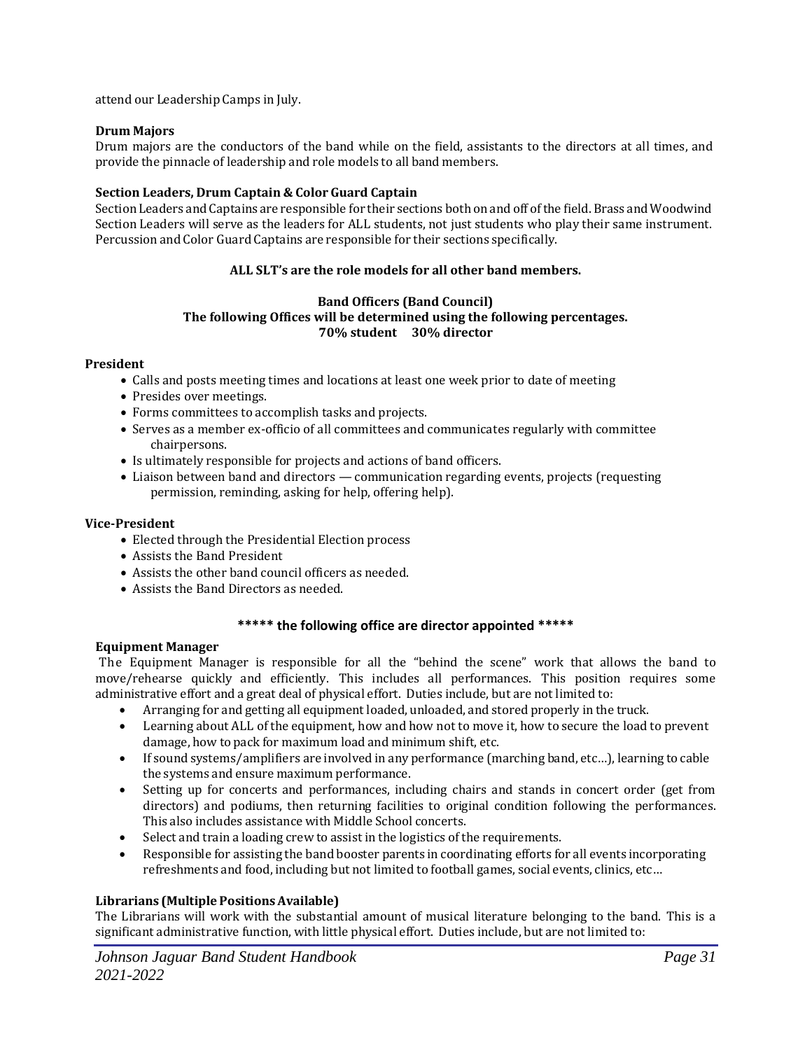attend our Leadership Camps in July.

**Drum Majors**

Drum majors are the conductors of the band while on the field, assistants to the directors at all times, and provide the pinnacle of leadership and role models to all band members.

**Section Leaders, Drum Captain & Color Guard Captain**

Section Leaders and Captains are responsible for their sections both on and off of the field. Brass and Woodwind Section Leaders will serve as the leaders for ALL students, not just students who play their same instrument. Percussion and Color Guard Captains are responsible for their sections specifically.

**ALL SLT's are the role models for all other band members.**

**Band Officers (Band Council)**
**The following Offices will be determined using the following percentages.**
**70% student 30% director**

**President**

- Calls and posts meeting times and locations at least one week prior to date of meeting
- Presides over meetings.
- Forms committees to accomplish tasks and projects.
- Serves as a member ex-officio of all committees and communicates regularly with committee chairpersons.
- Is ultimately responsible for projects and actions of band officers.
- Liaison between band and directors — communication regarding events, projects (requesting permission, reminding, asking for help, offering help).

**Vice-President**

- Elected through the Presidential Election process
- Assists the Band President
- Assists the other band council officers as needed.
- Assists the Band Directors as needed.

**\*\*\*\*\* the following office are director appointed \*\*\*\*\***

**Equipment Manager**

The Equipment Manager is responsible for all the "behind the scene" work that allows the band to move/rehearse quickly and efficiently. This includes all performances. This position requires some administrative effort and a great deal of physical effort. Duties include, but are not limited to:

- Arranging for and getting all equipment loaded, unloaded, and stored properly in the truck.
- Learning about ALL of the equipment, how and how not to move it, how to secure the load to prevent damage, how to pack for maximum load and minimum shift, etc.
- If sound systems/amplifiers are involved in any performance (marching band, etc…), learning to cable the systems and ensure maximum performance.
- Setting up for concerts and performances, including chairs and stands in concert order (get from directors) and podiums, then returning facilities to original condition following the performances. This also includes assistance with Middle School concerts.
- Select and train a loading crew to assist in the logistics of the requirements.
- Responsible for assisting the band booster parents in coordinating efforts for all events incorporating refreshments and food, including but not limited to football games, social events, clinics, etc…

**Librarians (Multiple Positions Available)**

The Librarians will work with the substantial amount of musical literature belonging to the band. This is a significant administrative function, with little physical effort. Duties include, but are not limited to: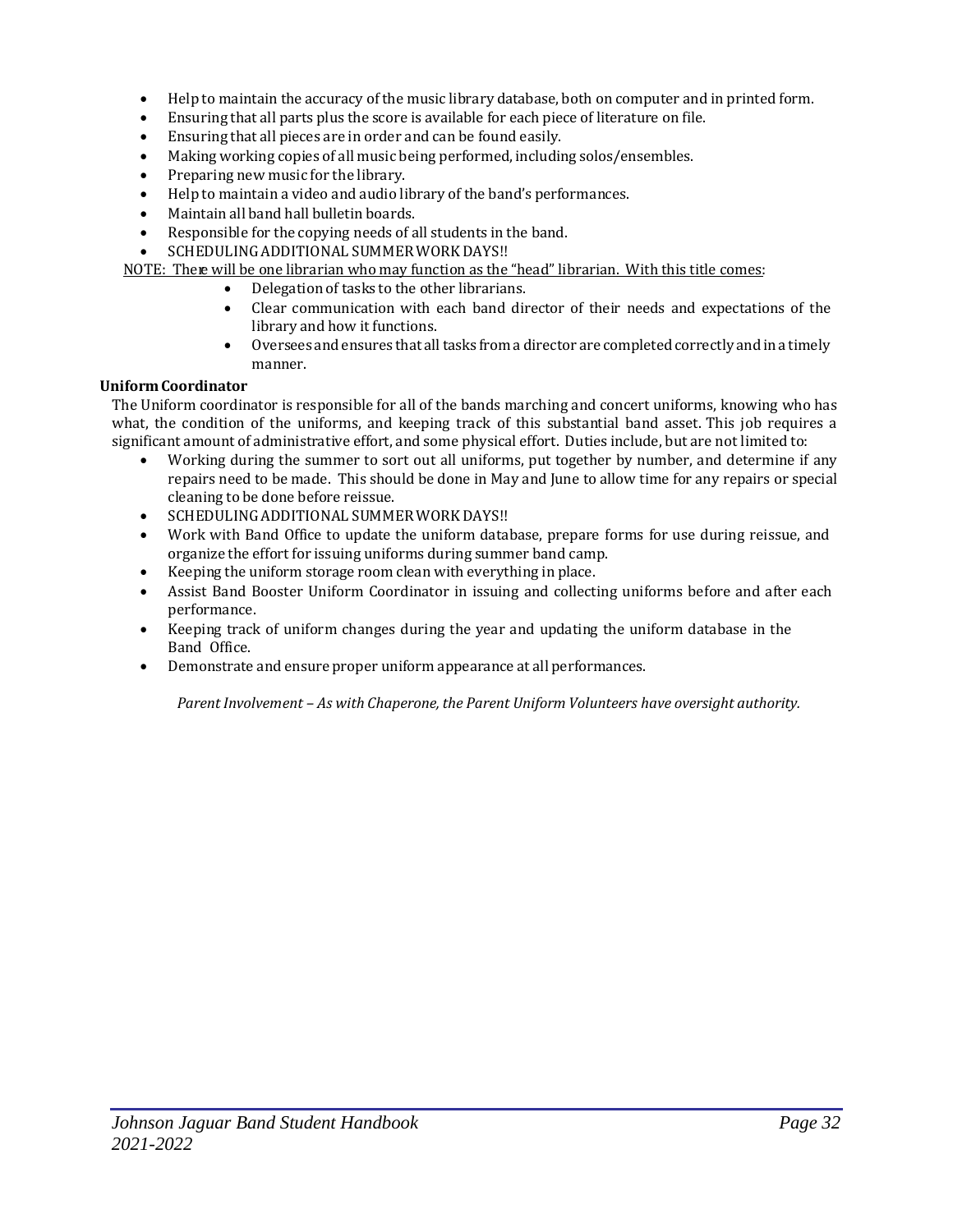- Help to maintain the accuracy of the music library database, both on computer and in printed form.
- Ensuring that all parts plus the score is available for each piece of literature on file.
- Ensuring that all pieces are in order and can be found easily.
- Making working copies of all music being performed, including solos/ensembles.
- Preparing new music for the library.
- Help to maintain a video and audio library of the band's performances.
- Maintain all band hall bulletin boards.
- Responsible for the copying needs of all students in the band.
- SCHEDULING ADDITIONAL SUMMER WORK DAYS!!

NOTE: There will be one librarian who may function as the "head" librarian. With this title comes:

- Delegation of tasks to the other librarians.
- Clear communication with each band director of their needs and expectations of the library and how it functions.
- Oversees and ensures that all tasks from a director are completed correctly and in a timely manner.

**Uniform Coordinator**

The Uniform coordinator is responsible for all of the bands marching and concert uniforms, knowing who has what, the condition of the uniforms, and keeping track of this substantial band asset. This job requires a significant amount of administrative effort, and some physical effort. Duties include, but are not limited to:

- Working during the summer to sort out all uniforms, put together by number, and determine if any repairs need to be made. This should be done in May and June to allow time for any repairs or special cleaning to be done before reissue.
- SCHEDULING ADDITIONAL SUMMER WORK DAYS!!
- Work with Band Office to update the uniform database, prepare forms for use during reissue, and organize the effort for issuing uniforms during summer band camp.
- Keeping the uniform storage room clean with everything in place.
- Assist Band Booster Uniform Coordinator in issuing and collecting uniforms before and after each performance.
- Keeping track of uniform changes during the year and updating the uniform database in the Band Office.
- Demonstrate and ensure proper uniform appearance at all performances.

*Parent Involvement – As with Chaperone, the Parent Uniform Volunteers have oversight authority.*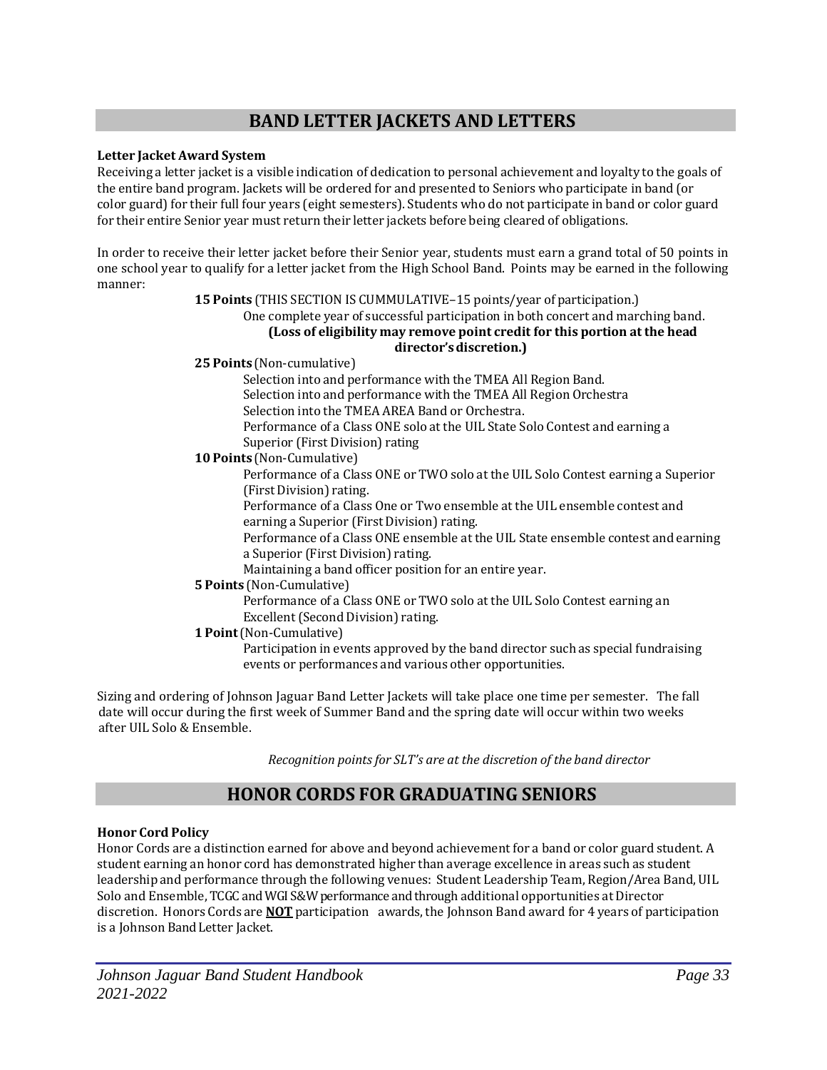## BAND LETTER JACKETS AND LETTERS

**Letter Jacket Award System**

Receiving a letter jacket is a visible indication of dedication to personal achievement and loyalty to the goals of the entire band program. Jackets will be ordered for and presented to Seniors who participate in band (or color guard) for their full four years (eight semesters). Students who do not participate in band or color guard for their entire Senior year must return their letter jackets before being cleared of obligations.

In order to receive their letter jacket before their Senior year, students must earn a grand total of 50 points in one school year to qualify for a letter jacket from the High School Band. Points may be earned in the following manner:

**15 Points** (THIS SECTION IS CUMMULATIVE–15 points/year of participation.)
- One complete year of successful participation in both concert and marching band. **(Loss of eligibility may remove point credit for this portion at the head director's discretion.)**

**25 Points** (Non-cumulative)
- Selection into and performance with the TMEA All Region Band.
- Selection into and performance with the TMEA All Region Orchestra
- Selection into the TMEA AREA Band or Orchestra.
- Performance of a Class ONE solo at the UIL State Solo Contest and earning a Superior (First Division) rating

**10 Points** (Non-Cumulative)
- Performance of a Class ONE or TWO solo at the UIL Solo Contest earning a Superior (First Division) rating.
- Performance of a Class One or Two ensemble at the UIL ensemble contest and earning a Superior (First Division) rating.
- Performance of a Class ONE ensemble at the UIL State ensemble contest and earning a Superior (First Division) rating.
- Maintaining a band officer position for an entire year.

**5 Points** (Non-Cumulative)
- Performance of a Class ONE or TWO solo at the UIL Solo Contest earning an Excellent (Second Division) rating.

**1 Point** (Non-Cumulative)
- Participation in events approved by the band director such as special fundraising events or performances and various other opportunities.

Sizing and ordering of Johnson Jaguar Band Letter Jackets will take place one time per semester. The fall date will occur during the first week of Summer Band and the spring date will occur within two weeks after UIL Solo & Ensemble.

*Recognition points for SLT's are at the discretion of the band director*

## HONOR CORDS FOR GRADUATING SENIORS

**Honor Cord Policy**

Honor Cords are a distinction earned for above and beyond achievement for a band or color guard student. A student earning an honor cord has demonstrated higher than average excellence in areas such as student leadership and performance through the following venues: Student Leadership Team, Region/Area Band, UIL Solo and Ensemble, TCGC and WGI S&W performance and through additional opportunities at Director discretion. Honors Cords are **<u>NOT</u>** participation awards, the Johnson Band award for 4 years of participation is a Johnson Band Letter Jacket.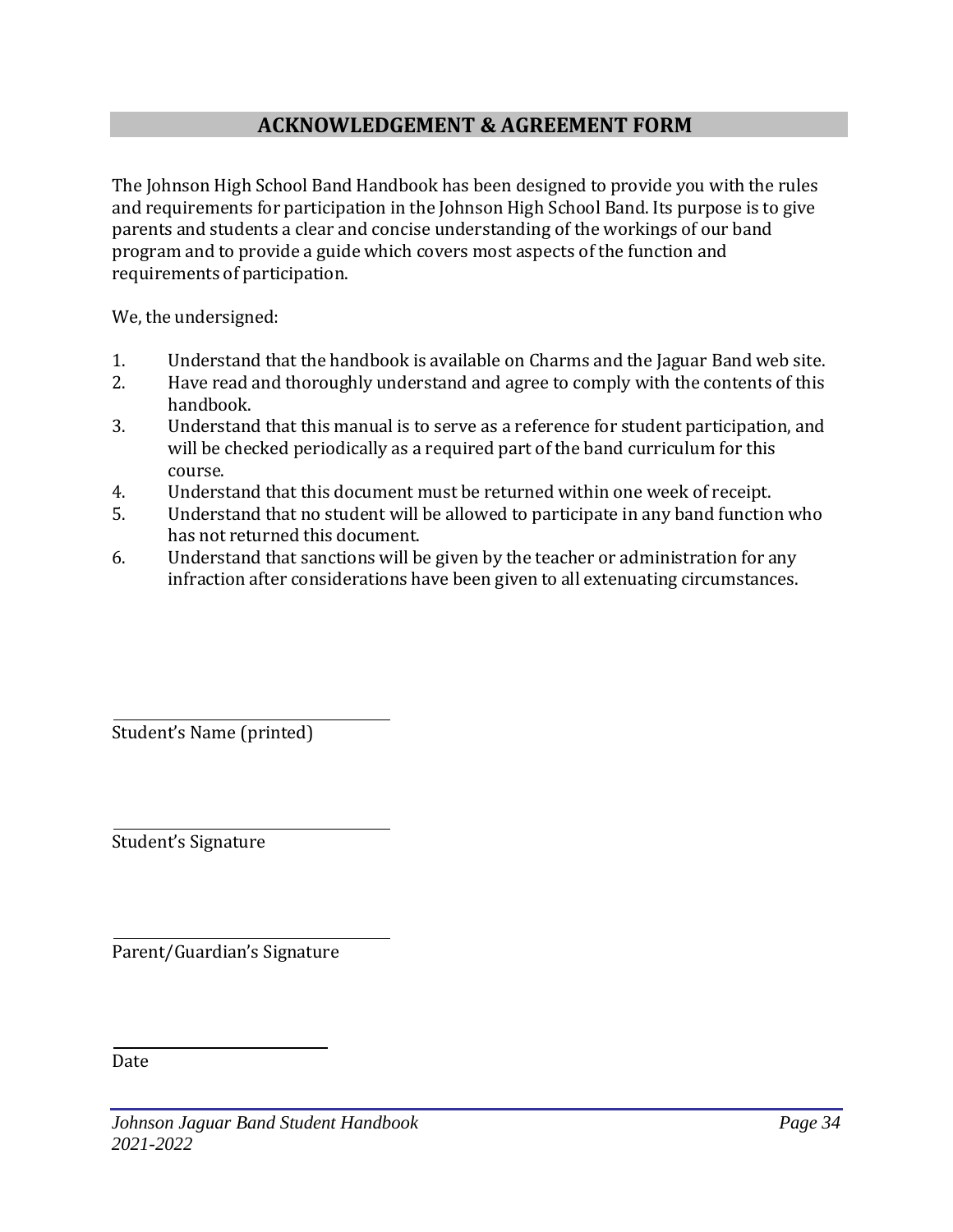## ACKNOWLEDGEMENT & AGREEMENT FORM

The Johnson High School Band Handbook has been designed to provide you with the rules and requirements for participation in the Johnson High School Band. Its purpose is to give parents and students a clear and concise understanding of the workings of our band program and to provide a guide which covers most aspects of the function and requirements of participation.

We, the undersigned:

1. Understand that the handbook is available on Charms and the Jaguar Band web site.
2. Have read and thoroughly understand and agree to comply with the contents of this handbook.
3. Understand that this manual is to serve as a reference for student participation, and will be checked periodically as a required part of the band curriculum for this course.
4. Understand that this document must be returned within one week of receipt.
5. Understand that no student will be allowed to participate in any band function who has not returned this document.
6. Understand that sanctions will be given by the teacher or administration for any infraction after considerations have been given to all extenuating circumstances.

\_\_\_\_\_\_\_\_\_\_\_\_\_\_\_\_\_\_\_\_\_\_\_\_\_\_\_\_\_\_
Student's Name (printed)

\_\_\_\_\_\_\_\_\_\_\_\_\_\_\_\_\_\_\_\_\_\_\_\_\_\_\_\_\_\_
Student's Signature

\_\_\_\_\_\_\_\_\_\_\_\_\_\_\_\_\_\_\_\_\_\_\_\_\_\_\_\_\_\_
Parent/Guardian's Signature

\_\_\_\_\_\_\_\_\_\_\_\_\_\_\_\_\_\_\_\_\_\_\_\_\_
Date